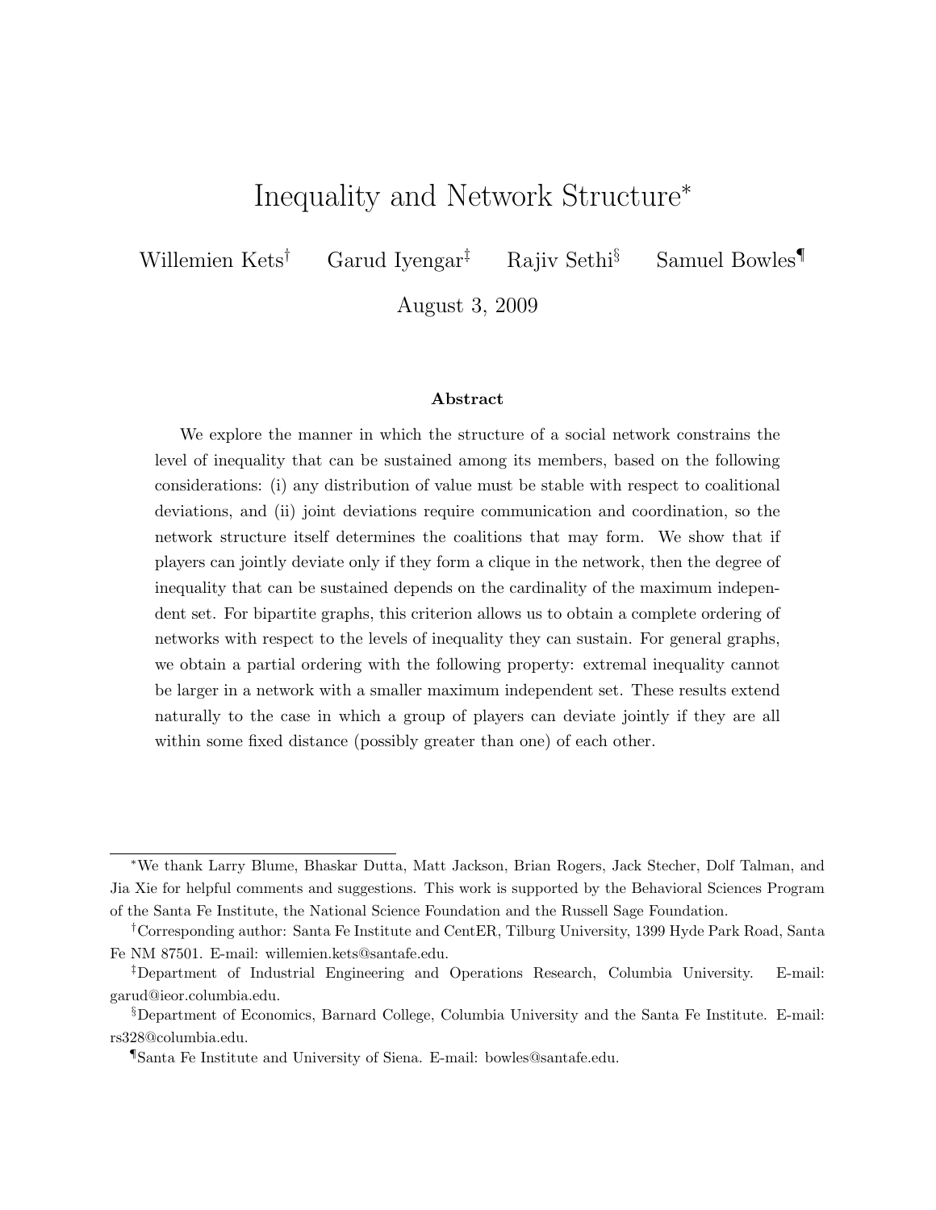# Inequality and Network Structure*

Willemien Kets[†] Garud Iyengar[‡] Rajiv Sethi[§] Samuel Bowles[¶]

August 3, 2009

### Abstract

We explore the manner in which the structure of a social network constrains the level of inequality that can be sustained among its members, based on the following considerations: (i) any distribution of value must be stable with respect to coalitional deviations, and (ii) joint deviations require communication and coordination, so the network structure itself determines the coalitions that may form. We show that if players can jointly deviate only if they form a clique in the network, then the degree of inequality that can be sustained depends on the cardinality of the maximum independent set. For bipartite graphs, this criterion allows us to obtain a complete ordering of networks with respect to the levels of inequality they can sustain. For general graphs, we obtain a partial ordering with the following property: extremal inequality cannot be larger in a network with a smaller maximum independent set. These results extend naturally to the case in which a group of players can deviate jointly if they are all within some fixed distance (possibly greater than one) of each other.

---

*We thank Larry Blume, Bhaskar Dutta, Matt Jackson, Brian Rogers, Jack Stecher, Dolf Talman, and Jia Xie for helpful comments and suggestions. This work is supported by the Behavioral Sciences Program of the Santa Fe Institute, the National Science Foundation and the Russell Sage Foundation.

†Corresponding author: Santa Fe Institute and CentER, Tilburg University, 1399 Hyde Park Road, Santa Fe NM 87501. E-mail: willemien.kets@santafe.edu.

‡Department of Industrial Engineering and Operations Research, Columbia University. E-mail: garud@ieor.columbia.edu.

§Department of Economics, Barnard College, Columbia University and the Santa Fe Institute. E-mail: rs328@columbia.edu.

¶Santa Fe Institute and University of Siena. E-mail: bowles@santafe.edu.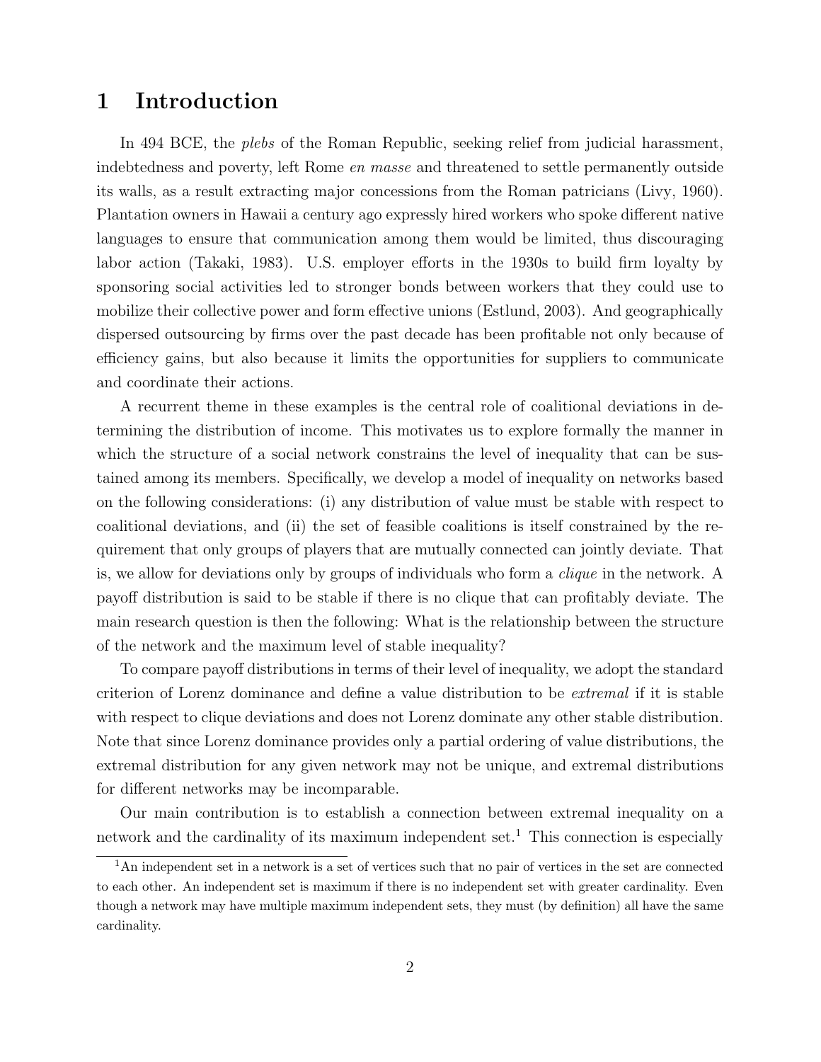# 1 Introduction

In 494 BCE, the *plebs* of the Roman Republic, seeking relief from judicial harassment, indebtedness and poverty, left Rome *en masse* and threatened to settle permanently outside its walls, as a result extracting major concessions from the Roman patricians (Livy, 1960). Plantation owners in Hawaii a century ago expressly hired workers who spoke different native languages to ensure that communication among them would be limited, thus discouraging labor action (Takaki, 1983). U.S. employer efforts in the 1930s to build firm loyalty by sponsoring social activities led to stronger bonds between workers that they could use to mobilize their collective power and form effective unions (Estlund, 2003). And geographically dispersed outsourcing by firms over the past decade has been profitable not only because of efficiency gains, but also because it limits the opportunities for suppliers to communicate and coordinate their actions.

A recurrent theme in these examples is the central role of coalitional deviations in determining the distribution of income. This motivates us to explore formally the manner in which the structure of a social network constrains the level of inequality that can be sustained among its members. Specifically, we develop a model of inequality on networks based on the following considerations: (i) any distribution of value must be stable with respect to coalitional deviations, and (ii) the set of feasible coalitions is itself constrained by the requirement that only groups of players that are mutually connected can jointly deviate. That is, we allow for deviations only by groups of individuals who form a *clique* in the network. A payoff distribution is said to be stable if there is no clique that can profitably deviate. The main research question is then the following: What is the relationship between the structure of the network and the maximum level of stable inequality?

To compare payoff distributions in terms of their level of inequality, we adopt the standard criterion of Lorenz dominance and define a value distribution to be *extremal* if it is stable with respect to clique deviations and does not Lorenz dominate any other stable distribution. Note that since Lorenz dominance provides only a partial ordering of value distributions, the extremal distribution for any given network may not be unique, and extremal distributions for different networks may be incomparable.

Our main contribution is to establish a connection between extremal inequality on a network and the cardinality of its maximum independent set.[1] This connection is especially

[1] An independent set in a network is a set of vertices such that no pair of vertices in the set are connected to each other. An independent set is maximum if there is no independent set with greater cardinality. Even though a network may have multiple maximum independent sets, they must (by definition) all have the same cardinality.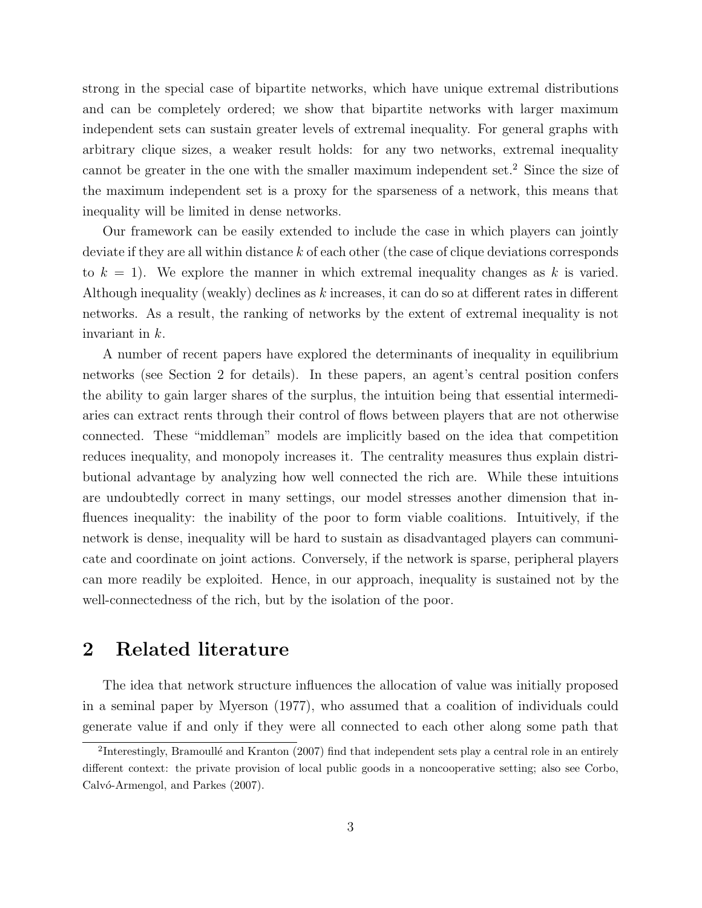strong in the special case of bipartite networks, which have unique extremal distributions and can be completely ordered; we show that bipartite networks with larger maximum independent sets can sustain greater levels of extremal inequality. For general graphs with arbitrary clique sizes, a weaker result holds: for any two networks, extremal inequality cannot be greater in the one with the smaller maximum independent set.[2] Since the size of the maximum independent set is a proxy for the sparseness of a network, this means that inequality will be limited in dense networks.

Our framework can be easily extended to include the case in which players can jointly deviate if they are all within distance $k$ of each other (the case of clique deviations corresponds to $k = 1$). We explore the manner in which extremal inequality changes as $k$ is varied. Although inequality (weakly) declines as $k$ increases, it can do so at different rates in different networks. As a result, the ranking of networks by the extent of extremal inequality is not invariant in $k$.

A number of recent papers have explored the determinants of inequality in equilibrium networks (see Section 2 for details). In these papers, an agent's central position confers the ability to gain larger shares of the surplus, the intuition being that essential intermediaries can extract rents through their control of flows between players that are not otherwise connected. These "middleman" models are implicitly based on the idea that competition reduces inequality, and monopoly increases it. The centrality measures thus explain distributional advantage by analyzing how well connected the rich are. While these intuitions are undoubtedly correct in many settings, our model stresses another dimension that influences inequality: the inability of the poor to form viable coalitions. Intuitively, if the network is dense, inequality will be hard to sustain as disadvantaged players can communicate and coordinate on joint actions. Conversely, if the network is sparse, peripheral players can more readily be exploited. Hence, in our approach, inequality is sustained not by the well-connectedness of the rich, but by the isolation of the poor.

## 2 Related literature

The idea that network structure influences the allocation of value was initially proposed in a seminal paper by Myerson (1977), who assumed that a coalition of individuals could generate value if and only if they were all connected to each other along some path that

[2] Interestingly, Bramoullé and Kranton (2007) find that independent sets play a central role in an entirely different context: the private provision of local public goods in a noncooperative setting; also see Corbo, Calvó-Armengol, and Parkes (2007).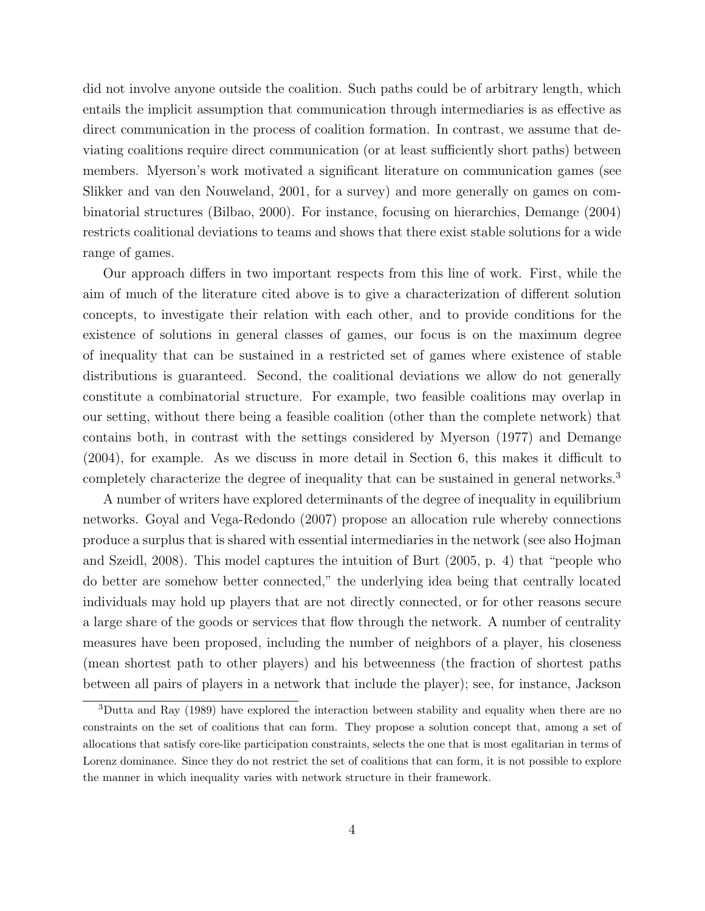did not involve anyone outside the coalition. Such paths could be of arbitrary length, which entails the implicit assumption that communication through intermediaries is as effective as direct communication in the process of coalition formation. In contrast, we assume that deviating coalitions require direct communication (or at least sufficiently short paths) between members. Myerson's work motivated a significant literature on communication games (see Slikker and van den Nouweland, 2001, for a survey) and more generally on games on combinatorial structures (Bilbao, 2000). For instance, focusing on hierarchies, Demange (2004) restricts coalitional deviations to teams and shows that there exist stable solutions for a wide range of games.

Our approach differs in two important respects from this line of work. First, while the aim of much of the literature cited above is to give a characterization of different solution concepts, to investigate their relation with each other, and to provide conditions for the existence of solutions in general classes of games, our focus is on the maximum degree of inequality that can be sustained in a restricted set of games where existence of stable distributions is guaranteed. Second, the coalitional deviations we allow do not generally constitute a combinatorial structure. For example, two feasible coalitions may overlap in our setting, without there being a feasible coalition (other than the complete network) that contains both, in contrast with the settings considered by Myerson (1977) and Demange (2004), for example. As we discuss in more detail in Section 6, this makes it difficult to completely characterize the degree of inequality that can be sustained in general networks.[3]

A number of writers have explored determinants of the degree of inequality in equilibrium networks. Goyal and Vega-Redondo (2007) propose an allocation rule whereby connections produce a surplus that is shared with essential intermediaries in the network (see also Hojman and Szeidl, 2008). This model captures the intuition of Burt (2005, p. 4) that "people who do better are somehow better connected," the underlying idea being that centrally located individuals may hold up players that are not directly connected, or for other reasons secure a large share of the goods or services that flow through the network. A number of centrality measures have been proposed, including the number of neighbors of a player, his closeness (mean shortest path to other players) and his betweenness (the fraction of shortest paths between all pairs of players in a network that include the player); see, for instance, Jackson

[3] Dutta and Ray (1989) have explored the interaction between stability and equality when there are no constraints on the set of coalitions that can form. They propose a solution concept that, among a set of allocations that satisfy core-like participation constraints, selects the one that is most egalitarian in terms of Lorenz dominance. Since they do not restrict the set of coalitions that can form, it is not possible to explore the manner in which inequality varies with network structure in their framework.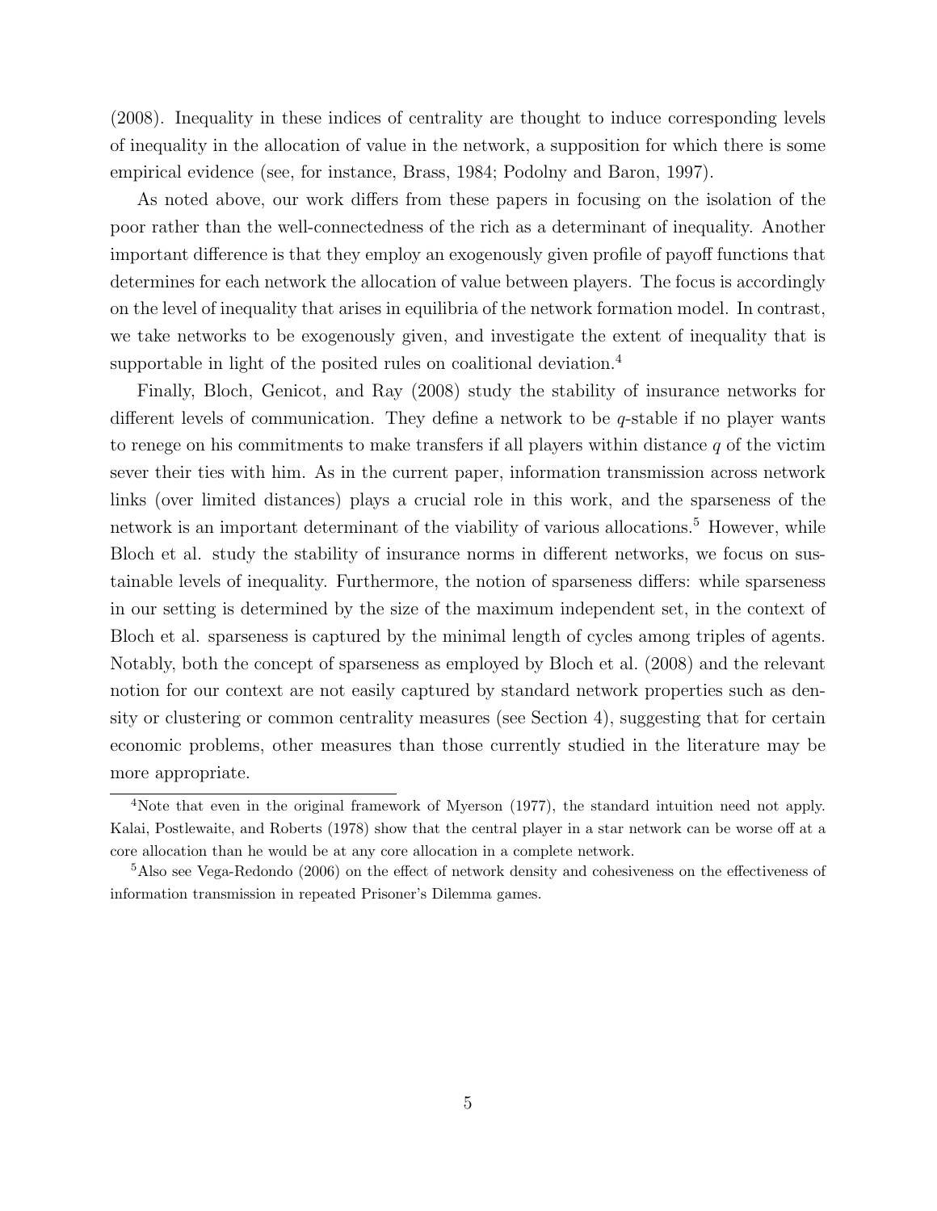(2008). Inequality in these indices of centrality are thought to induce corresponding levels of inequality in the allocation of value in the network, a supposition for which there is some empirical evidence (see, for instance, Brass, 1984; Podolny and Baron, 1997).

As noted above, our work differs from these papers in focusing on the isolation of the poor rather than the well-connectedness of the rich as a determinant of inequality. Another important difference is that they employ an exogenously given profile of payoff functions that determines for each network the allocation of value between players. The focus is accordingly on the level of inequality that arises in equilibria of the network formation model. In contrast, we take networks to be exogenously given, and investigate the extent of inequality that is supportable in light of the posited rules on coalitional deviation.[4]

Finally, Bloch, Genicot, and Ray (2008) study the stability of insurance networks for different levels of communication. They define a network to be $q$-stable if no player wants to renege on his commitments to make transfers if all players within distance $q$ of the victim sever their ties with him. As in the current paper, information transmission across network links (over limited distances) plays a crucial role in this work, and the sparseness of the network is an important determinant of the viability of various allocations.[5] However, while Bloch et al. study the stability of insurance norms in different networks, we focus on sustainable levels of inequality. Furthermore, the notion of sparseness differs: while sparseness in our setting is determined by the size of the maximum independent set, in the context of Bloch et al. sparseness is captured by the minimal length of cycles among triples of agents. Notably, both the concept of sparseness as employed by Bloch et al. (2008) and the relevant notion for our context are not easily captured by standard network properties such as density or clustering or common centrality measures (see Section 4), suggesting that for certain economic problems, other measures than those currently studied in the literature may be more appropriate.

[4] Note that even in the original framework of Myerson (1977), the standard intuition need not apply. Kalai, Postlewaite, and Roberts (1978) show that the central player in a star network can be worse off at a core allocation than he would be at any core allocation in a complete network.

[5] Also see Vega-Redondo (2006) on the effect of network density and cohesiveness on the effectiveness of information transmission in repeated Prisoner's Dilemma games.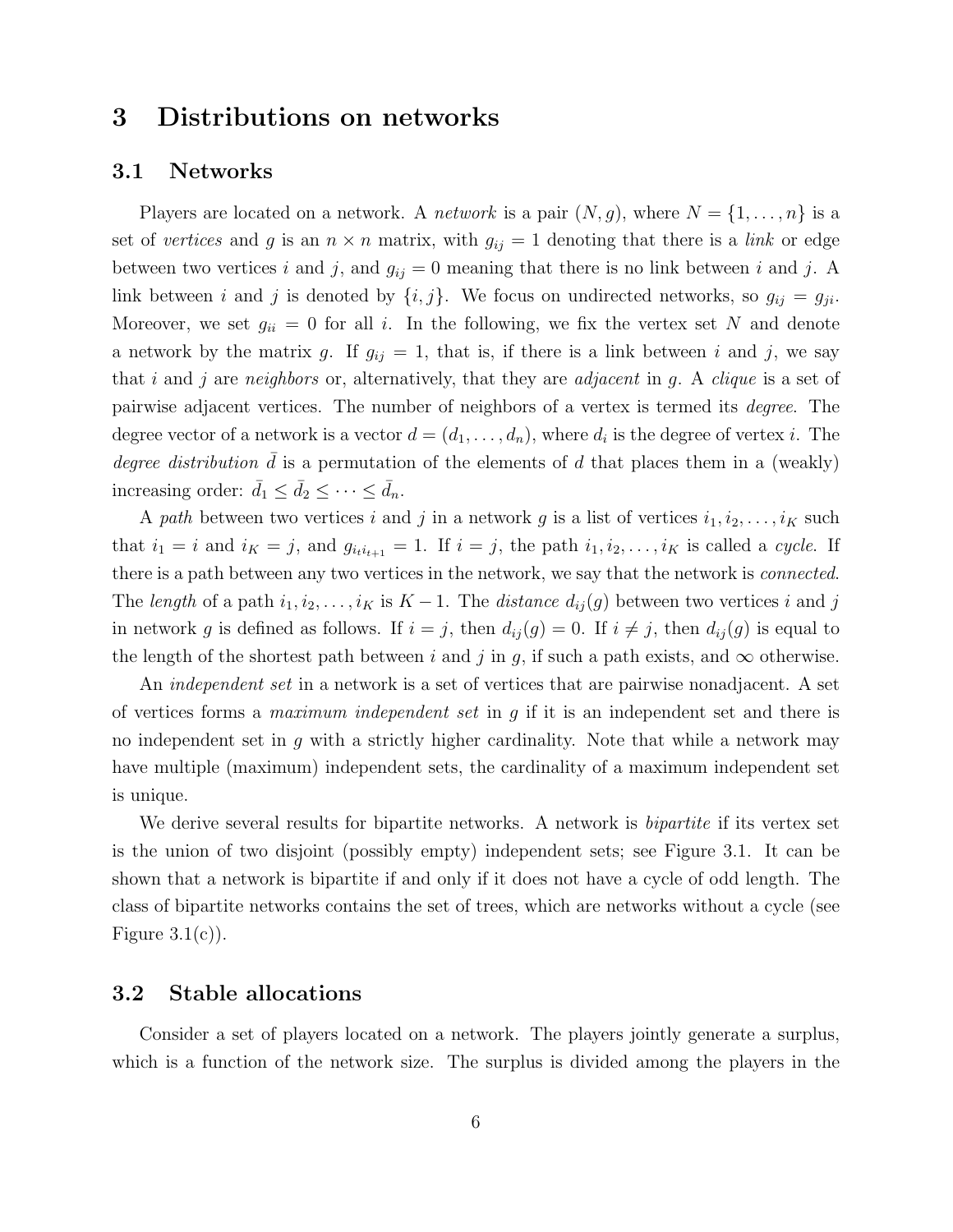# 3 Distributions on networks

## 3.1 Networks

Players are located on a network. A *network* is a pair $(N, g)$, where $N = \{1, \ldots, n\}$ is a set of *vertices* and $g$ is an $n \times n$ matrix, with $g_{ij} = 1$ denoting that there is a *link* or edge between two vertices $i$ and $j$, and $g_{ij} = 0$ meaning that there is no link between $i$ and $j$. A link between $i$ and $j$ is denoted by $\{i, j\}$. We focus on undirected networks, so $g_{ij} = g_{ji}$. Moreover, we set $g_{ii} = 0$ for all $i$. In the following, we fix the vertex set $N$ and denote a network by the matrix $g$. If $g_{ij} = 1$, that is, if there is a link between $i$ and $j$, we say that $i$ and $j$ are *neighbors* or, alternatively, that they are *adjacent* in $g$. A *clique* is a set of pairwise adjacent vertices. The number of neighbors of a vertex is termed its *degree*. The degree vector of a network is a vector $d = (d_1, \ldots, d_n)$, where $d_i$ is the degree of vertex $i$. The *degree distribution* $\bar{d}$ is a permutation of the elements of $d$ that places them in a (weakly) increasing order: $\bar{d}_1 \leq \bar{d}_2 \leq \cdots \leq \bar{d}_n$.

A *path* between two vertices $i$ and $j$ in a network $g$ is a list of vertices $i_1, i_2, \ldots, i_K$ such that $i_1 = i$ and $i_K = j$, and $g_{i_t i_{t+1}} = 1$. If $i = j$, the path $i_1, i_2, \ldots, i_K$ is called a *cycle*. If there is a path between any two vertices in the network, we say that the network is *connected*. The *length* of a path $i_1, i_2, \ldots, i_K$ is $K - 1$. The *distance* $d_{ij}(g)$ between two vertices $i$ and $j$ in network $g$ is defined as follows. If $i = j$, then $d_{ij}(g) = 0$. If $i \neq j$, then $d_{ij}(g)$ is equal to the length of the shortest path between $i$ and $j$ in $g$, if such a path exists, and $\infty$ otherwise.

An *independent set* in a network is a set of vertices that are pairwise nonadjacent. A set of vertices forms a *maximum independent set* in $g$ if it is an independent set and there is no independent set in $g$ with a strictly higher cardinality. Note that while a network may have multiple (maximum) independent sets, the cardinality of a maximum independent set is unique.

We derive several results for bipartite networks. A network is *bipartite* if its vertex set is the union of two disjoint (possibly empty) independent sets; see Figure 3.1. It can be shown that a network is bipartite if and only if it does not have a cycle of odd length. The class of bipartite networks contains the set of trees, which are networks without a cycle (see Figure 3.1(c)).

## 3.2 Stable allocations

Consider a set of players located on a network. The players jointly generate a surplus, which is a function of the network size. The surplus is divided among the players in the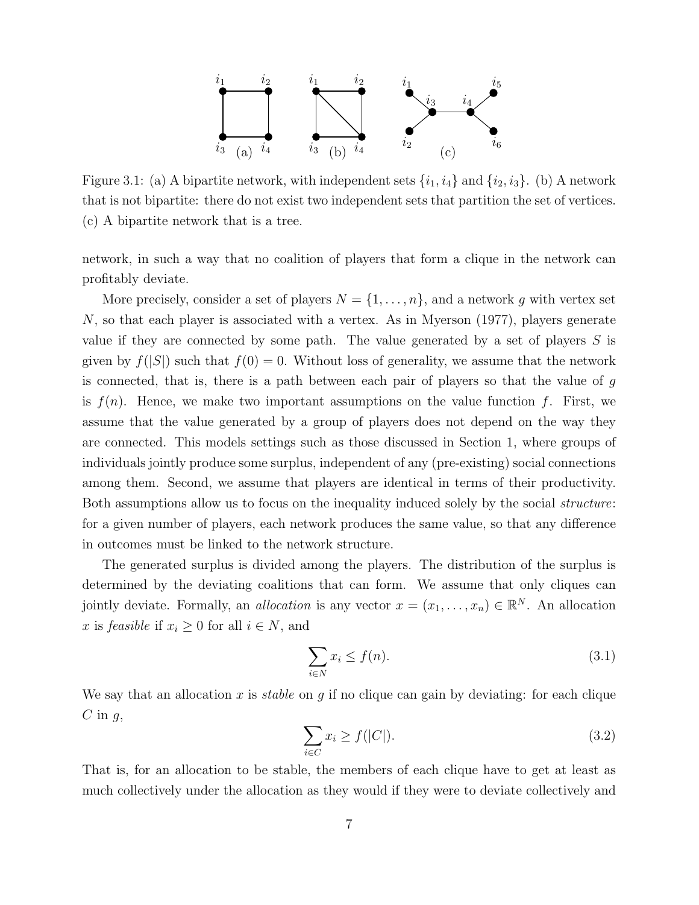Figure 3.1: (a) A bipartite network, with independent sets $\{i_1, i_4\}$ and $\{i_2, i_3\}$. (b) A network that is not bipartite: there do not exist two independent sets that partition the set of vertices. (c) A bipartite network that is a tree.

network, in such a way that no coalition of players that form a clique in the network can profitably deviate.

More precisely, consider a set of players $N = \{1, \ldots, n\}$, and a network $g$ with vertex set $N$, so that each player is associated with a vertex. As in Myerson (1977), players generate value if they are connected by some path. The value generated by a set of players $S$ is given by $f(|S|)$ such that $f(0) = 0$. Without loss of generality, we assume that the network is connected, that is, there is a path between each pair of players so that the value of $g$ is $f(n)$. Hence, we make two important assumptions on the value function $f$. First, we assume that the value generated by a group of players does not depend on the way they are connected. This models settings such as those discussed in Section 1, where groups of individuals jointly produce some surplus, independent of any (pre-existing) social connections among them. Second, we assume that players are identical in terms of their productivity. Both assumptions allow us to focus on the inequality induced solely by the social *structure*: for a given number of players, each network produces the same value, so that any difference in outcomes must be linked to the network structure.

The generated surplus is divided among the players. The distribution of the surplus is determined by the deviating coalitions that can form. We assume that only cliques can jointly deviate. Formally, an *allocation* is any vector $x = (x_1, \ldots, x_n) \in \mathbb{R}^N$. An allocation $x$ is *feasible* if $x_i \geq 0$ for all $i \in N$, and

$$\sum_{i \in N} x_i \leq f(n). \tag{3.1}$$

We say that an allocation $x$ is *stable* on $g$ if no clique can gain by deviating: for each clique $C$ in $g$,

$$\sum_{i \in C} x_i \geq f(|C|). \tag{3.2}$$

That is, for an allocation to be stable, the members of each clique have to get at least as much collectively under the allocation as they would if they were to deviate collectively and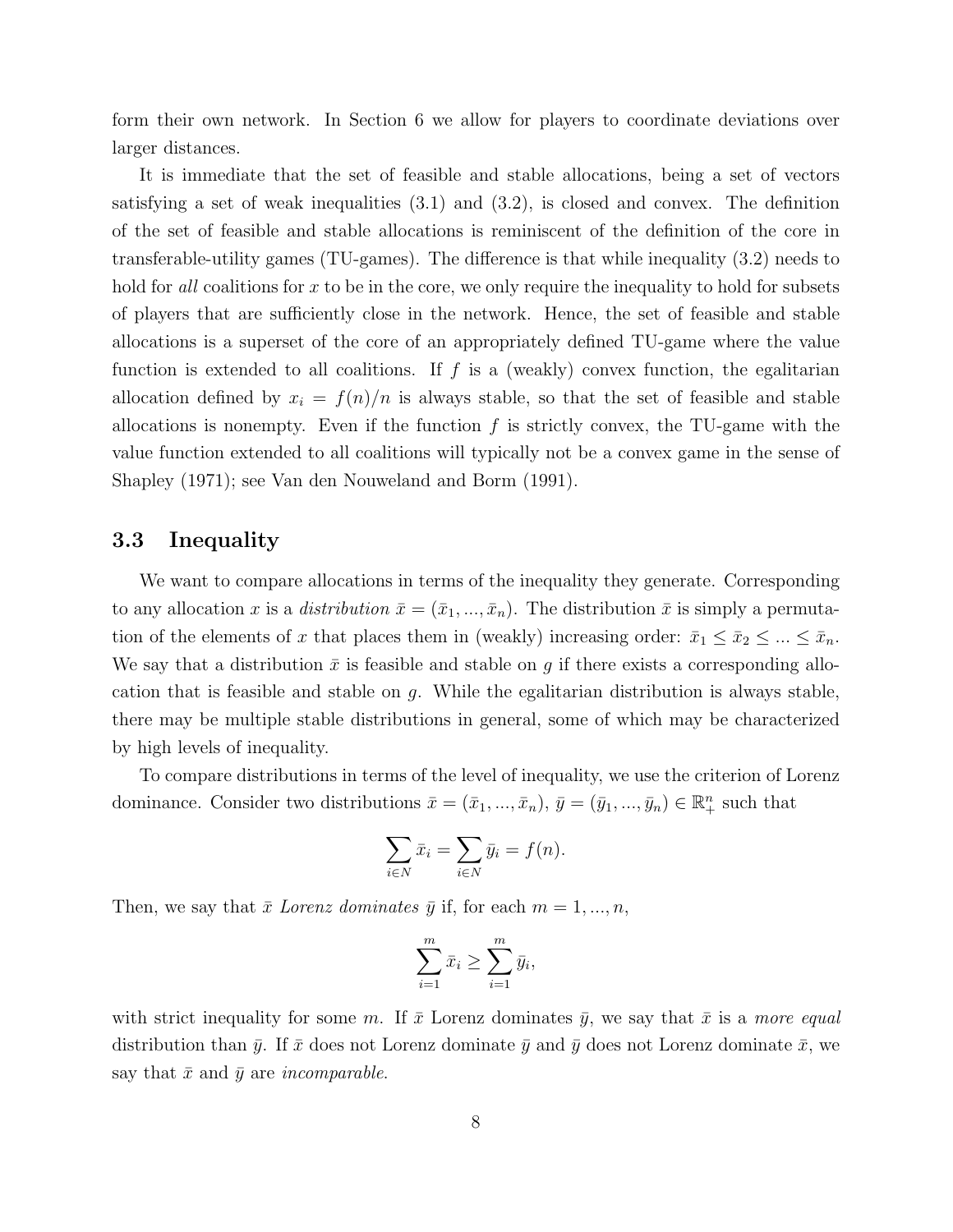form their own network. In Section 6 we allow for players to coordinate deviations over larger distances.

It is immediate that the set of feasible and stable allocations, being a set of vectors satisfying a set of weak inequalities (3.1) and (3.2), is closed and convex. The definition of the set of feasible and stable allocations is reminiscent of the definition of the core in transferable-utility games (TU-games). The difference is that while inequality (3.2) needs to hold for *all* coalitions for $x$ to be in the core, we only require the inequality to hold for subsets of players that are sufficiently close in the network. Hence, the set of feasible and stable allocations is a superset of the core of an appropriately defined TU-game where the value function is extended to all coalitions. If $f$ is a (weakly) convex function, the egalitarian allocation defined by $x_i = f(n)/n$ is always stable, so that the set of feasible and stable allocations is nonempty. Even if the function $f$ is strictly convex, the TU-game with the value function extended to all coalitions will typically not be a convex game in the sense of Shapley (1971); see Van den Nouweland and Borm (1991).

### 3.3 Inequality

We want to compare allocations in terms of the inequality they generate. Corresponding to any allocation $x$ is a *distribution* $\bar{x} = (\bar{x}_1, ..., \bar{x}_n)$. The distribution $\bar{x}$ is simply a permutation of the elements of $x$ that places them in (weakly) increasing order: $\bar{x}_1 \leq \bar{x}_2 \leq ... \leq \bar{x}_n$. We say that a distribution $\bar{x}$ is feasible and stable on $g$ if there exists a corresponding allocation that is feasible and stable on $g$. While the egalitarian distribution is always stable, there may be multiple stable distributions in general, some of which may be characterized by high levels of inequality.

To compare distributions in terms of the level of inequality, we use the criterion of Lorenz dominance. Consider two distributions $\bar{x} = (\bar{x}_1, ..., \bar{x}_n)$, $\bar{y} = (\bar{y}_1, ..., \bar{y}_n) \in \mathbb{R}^n_+$ such that

$$\sum_{i \in N} \bar{x}_i = \sum_{i \in N} \bar{y}_i = f(n).$$

Then, we say that $\bar{x}$ *Lorenz dominates* $\bar{y}$ if, for each $m = 1, ..., n$,

$$\sum_{i=1}^{m} \bar{x}_i \geq \sum_{i=1}^{m} \bar{y}_i,$$

with strict inequality for some $m$. If $\bar{x}$ Lorenz dominates $\bar{y}$, we say that $\bar{x}$ is a *more equal* distribution than $\bar{y}$. If $\bar{x}$ does not Lorenz dominate $\bar{y}$ and $\bar{y}$ does not Lorenz dominate $\bar{x}$, we say that $\bar{x}$ and $\bar{y}$ are *incomparable*.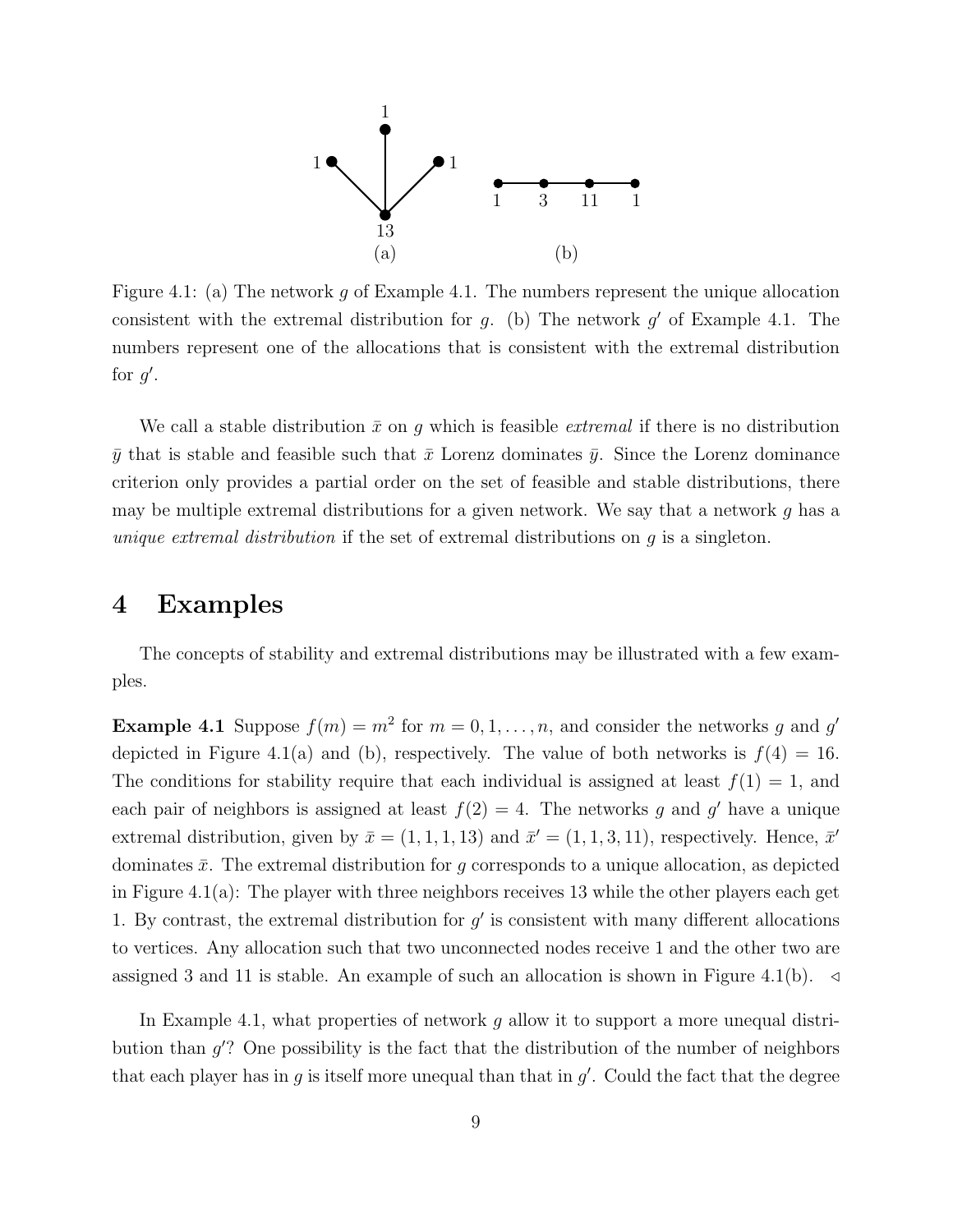Figure 4.1: (a) The network $g$ of Example 4.1. The numbers represent the unique allocation consistent with the extremal distribution for $g$. (b) The network $g'$ of Example 4.1. The numbers represent one of the allocations that is consistent with the extremal distribution for $g'$.

We call a stable distribution $\bar{x}$ on $g$ which is feasible *extremal* if there is no distribution $\bar{y}$ that is stable and feasible such that $\bar{x}$ Lorenz dominates $\bar{y}$. Since the Lorenz dominance criterion only provides a partial order on the set of feasible and stable distributions, there may be multiple extremal distributions for a given network. We say that a network $g$ has a *unique extremal distribution* if the set of extremal distributions on $g$ is a singleton.

# 4 Examples

The concepts of stability and extremal distributions may be illustrated with a few examples.

**Example 4.1** Suppose $f(m) = m^2$ for $m = 0, 1, \ldots, n$, and consider the networks $g$ and $g'$ depicted in Figure 4.1(a) and (b), respectively. The value of both networks is $f(4) = 16$. The conditions for stability require that each individual is assigned at least $f(1) = 1$, and each pair of neighbors is assigned at least $f(2) = 4$. The networks $g$ and $g'$ have a unique extremal distribution, given by $\bar{x} = (1, 1, 1, 13)$ and $\bar{x}' = (1, 1, 3, 11)$, respectively. Hence, $\bar{x}'$ dominates $\bar{x}$. The extremal distribution for $g$ corresponds to a unique allocation, as depicted in Figure 4.1(a): The player with three neighbors receives 13 while the other players each get 1. By contrast, the extremal distribution for $g'$ is consistent with many different allocations to vertices. Any allocation such that two unconnected nodes receive 1 and the other two are assigned 3 and 11 is stable. An example of such an allocation is shown in Figure 4.1(b). $\triangleleft$

In Example 4.1, what properties of network $g$ allow it to support a more unequal distribution than $g'$? One possibility is the fact that the distribution of the number of neighbors that each player has in $g$ is itself more unequal than that in $g'$. Could the fact that the degree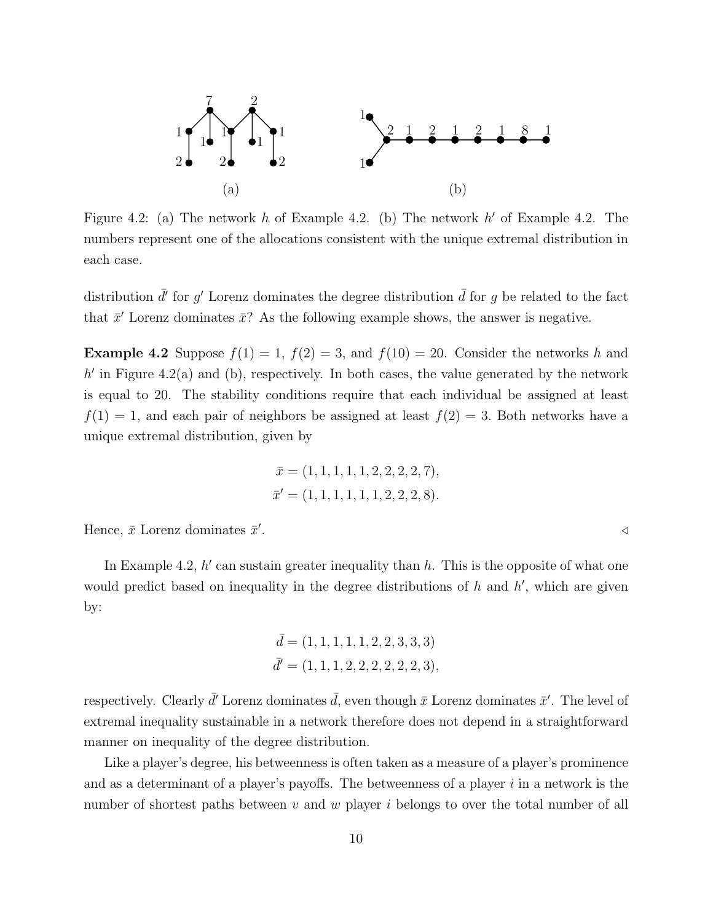Figure 4.2: (a) The network $h$ of Example 4.2. (b) The network $h'$ of Example 4.2. The numbers represent one of the allocations consistent with the unique extremal distribution in each case.

distribution $\bar{d}'$ for $g'$ Lorenz dominates the degree distribution $\bar{d}$ for $g$ be related to the fact that $\bar{x}'$ Lorenz dominates $\bar{x}$? As the following example shows, the answer is negative.

**Example 4.2** Suppose $f(1) = 1$, $f(2) = 3$, and $f(10) = 20$. Consider the networks $h$ and $h'$ in Figure 4.2(a) and (b), respectively. In both cases, the value generated by the network is equal to 20. The stability conditions require that each individual be assigned at least $f(1) = 1$, and each pair of neighbors be assigned at least $f(2) = 3$. Both networks have a unique extremal distribution, given by

$$\bar{x} = (1, 1, 1, 1, 1, 2, 2, 2, 2, 7),$$
$$\bar{x}' = (1, 1, 1, 1, 1, 1, 2, 2, 2, 8).$$

Hence, $\bar{x}$ Lorenz dominates $\bar{x}'$. ◁

In Example 4.2, $h'$ can sustain greater inequality than $h$. This is the opposite of what one would predict based on inequality in the degree distributions of $h$ and $h'$, which are given by:

$$\bar{d} = (1, 1, 1, 1, 1, 2, 2, 3, 3, 3)$$
$$\bar{d}' = (1, 1, 1, 2, 2, 2, 2, 2, 2, 3),$$

respectively. Clearly $\bar{d}'$ Lorenz dominates $\bar{d}$, even though $\bar{x}$ Lorenz dominates $\bar{x}'$. The level of extremal inequality sustainable in a network therefore does not depend in a straightforward manner on inequality of the degree distribution.

Like a player's degree, his betweenness is often taken as a measure of a player's prominence and as a determinant of a player's payoffs. The betweenness of a player $i$ in a network is the number of shortest paths between $v$ and $w$ player $i$ belongs to over the total number of all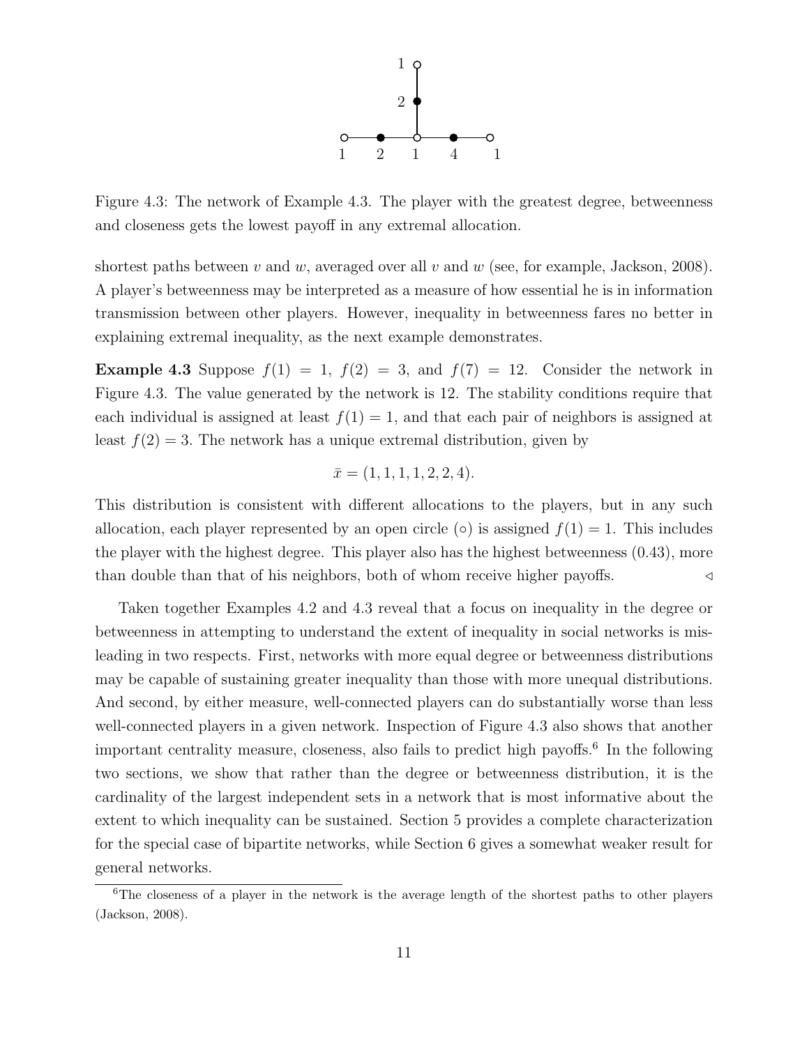Figure 4.3: The network of Example 4.3. The player with the greatest degree, betweenness and closeness gets the lowest payoff in any extremal allocation.

shortest paths between $v$ and $w$, averaged over all $v$ and $w$ (see, for example, Jackson, 2008). A player's betweenness may be interpreted as a measure of how essential he is in information transmission between other players. However, inequality in betweenness fares no better in explaining extremal inequality, as the next example demonstrates.

**Example 4.3** Suppose $f(1) = 1$, $f(2) = 3$, and $f(7) = 12$. Consider the network in Figure 4.3. The value generated by the network is 12. The stability conditions require that each individual is assigned at least $f(1) = 1$, and that each pair of neighbors is assigned at least $f(2) = 3$. The network has a unique extremal distribution, given by

$$\bar{x} = (1, 1, 1, 1, 2, 2, 4).$$

This distribution is consistent with different allocations to the players, but in any such allocation, each player represented by an open circle ($\circ$) is assigned $f(1) = 1$. This includes the player with the highest degree. This player also has the highest betweenness (0.43), more than double than that of his neighbors, both of whom receive higher payoffs. $\triangleleft$

Taken together Examples 4.2 and 4.3 reveal that a focus on inequality in the degree or betweenness in attempting to understand the extent of inequality in social networks is misleading in two respects. First, networks with more equal degree or betweenness distributions may be capable of sustaining greater inequality than those with more unequal distributions. And second, by either measure, well-connected players can do substantially worse than less well-connected players in a given network. Inspection of Figure 4.3 also shows that another important centrality measure, closeness, also fails to predict high payoffs.[6] In the following two sections, we show that rather than the degree or betweenness distribution, it is the cardinality of the largest independent sets in a network that is most informative about the extent to which inequality can be sustained. Section 5 provides a complete characterization for the special case of bipartite networks, while Section 6 gives a somewhat weaker result for general networks.

[6]The closeness of a player in the network is the average length of the shortest paths to other players (Jackson, 2008).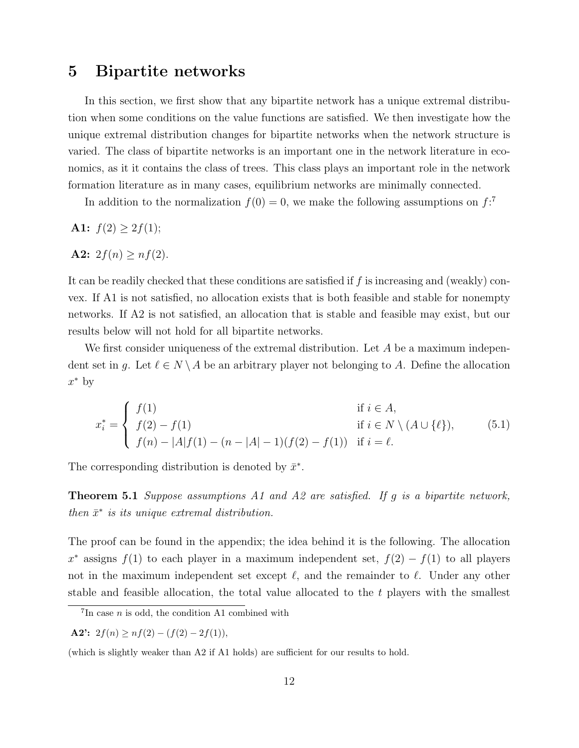# 5 Bipartite networks

In this section, we first show that any bipartite network has a unique extremal distribution when some conditions on the value functions are satisfied. We then investigate how the unique extremal distribution changes for bipartite networks when the network structure is varied. The class of bipartite networks is an important one in the network literature in economics, as it it contains the class of trees. This class plays an important role in the network formation literature as in many cases, equilibrium networks are minimally connected.

In addition to the normalization $f(0) = 0$, we make the following assumptions on $f$:[7]

**A1:** $f(2) \geq 2f(1)$;

**A2:** $2f(n) \geq nf(2)$.

It can be readily checked that these conditions are satisfied if $f$ is increasing and (weakly) convex. If A1 is not satisfied, no allocation exists that is both feasible and stable for nonempty networks. If A2 is not satisfied, an allocation that is stable and feasible may exist, but our results below will not hold for all bipartite networks.

We first consider uniqueness of the extremal distribution. Let $A$ be a maximum independent set in $g$. Let $\ell \in N \setminus A$ be an arbitrary player not belonging to $A$. Define the allocation $x^*$ by

$$x_i^* = \begin{cases} f(1) & \text{if } i \in A, \\ f(2) - f(1) & \text{if } i \in N \setminus (A \cup \{\ell\}), \\ f(n) - |A|f(1) - (n - |A| - 1)(f(2) - f(1)) & \text{if } i = \ell. \end{cases} \tag{5.1}$$

The corresponding distribution is denoted by $\bar{x}^*$.

**Theorem 5.1** *Suppose assumptions A1 and A2 are satisfied. If $g$ is a bipartite network, then $\bar{x}^*$ is its unique extremal distribution.*

The proof can be found in the appendix; the idea behind it is the following. The allocation $x^*$ assigns $f(1)$ to each player in a maximum independent set, $f(2) - f(1)$ to all players not in the maximum independent set except $\ell$, and the remainder to $\ell$. Under any other stable and feasible allocation, the total value allocated to the $t$ players with the smallest

---

[7] In case $n$ is odd, the condition A1 combined with

**A2':** $2f(n) \geq nf(2) - (f(2) - 2f(1))$,

(which is slightly weaker than A2 if A1 holds) are sufficient for our results to hold.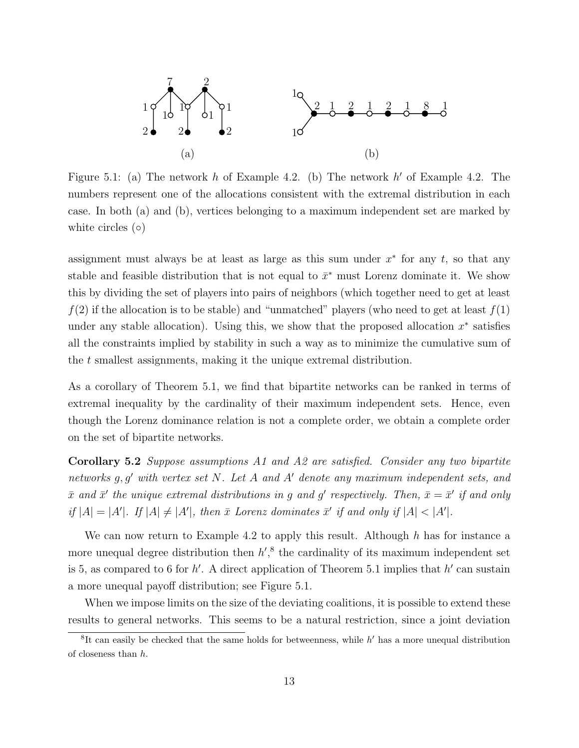Figure 5.1: (a) The network $h$ of Example 4.2. (b) The network $h'$ of Example 4.2. The numbers represent one of the allocations consistent with the extremal distribution in each case. In both (a) and (b), vertices belonging to a maximum independent set are marked by white circles (∘)

assignment must always be at least as large as this sum under $x^*$ for any $t$, so that any stable and feasible distribution that is not equal to $\bar{x}^*$ must Lorenz dominate it. We show this by dividing the set of players into pairs of neighbors (which together need to get at least $f(2)$ if the allocation is to be stable) and "unmatched" players (who need to get at least $f(1)$ under any stable allocation). Using this, we show that the proposed allocation $x^*$ satisfies all the constraints implied by stability in such a way as to minimize the cumulative sum of the $t$ smallest assignments, making it the unique extremal distribution.

As a corollary of Theorem 5.1, we find that bipartite networks can be ranked in terms of extremal inequality by the cardinality of their maximum independent sets. Hence, even though the Lorenz dominance relation is not a complete order, we obtain a complete order on the set of bipartite networks.

**Corollary 5.2** *Suppose assumptions A1 and A2 are satisfied. Consider any two bipartite networks $g, g'$ with vertex set $N$. Let $A$ and $A'$ denote any maximum independent sets, and $\bar{x}$ and $\bar{x}'$ the unique extremal distributions in $g$ and $g'$ respectively. Then, $\bar{x} = \bar{x}'$ if and only if $|A| = |A'|$. If $|A| \neq |A'|$, then $\bar{x}$ Lorenz dominates $\bar{x}'$ if and only if $|A| < |A'|$.*

We can now return to Example 4.2 to apply this result. Although $h$ has for instance a more unequal degree distribution then $h'$,[8] the cardinality of its maximum independent set is 5, as compared to 6 for $h'$. A direct application of Theorem 5.1 implies that $h'$ can sustain a more unequal payoff distribution; see Figure 5.1.

When we impose limits on the size of the deviating coalitions, it is possible to extend these results to general networks. This seems to be a natural restriction, since a joint deviation

[8]It can easily be checked that the same holds for betweenness, while $h'$ has a more unequal distribution of closeness than $h$.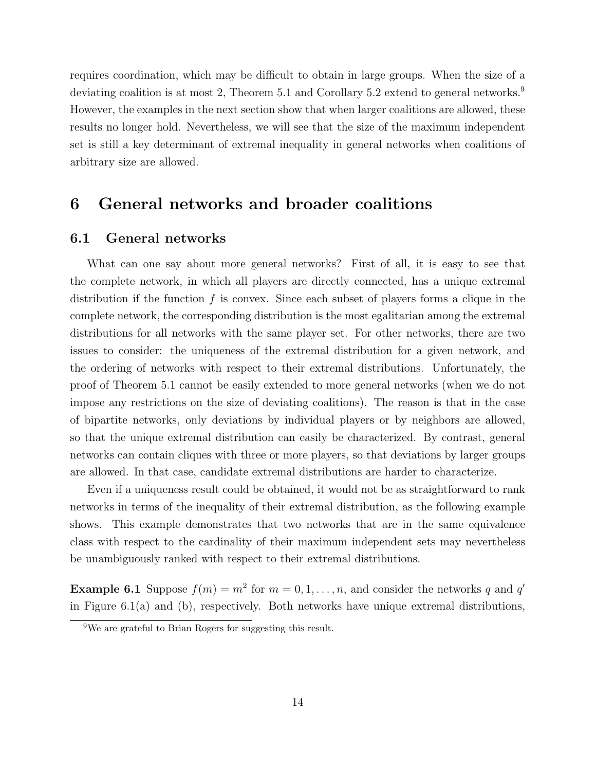requires coordination, which may be difficult to obtain in large groups. When the size of a deviating coalition is at most 2, Theorem 5.1 and Corollary 5.2 extend to general networks.[9] However, the examples in the next section show that when larger coalitions are allowed, these results no longer hold. Nevertheless, we will see that the size of the maximum independent set is still a key determinant of extremal inequality in general networks when coalitions of arbitrary size are allowed.

# 6 General networks and broader coalitions

## 6.1 General networks

What can one say about more general networks? First of all, it is easy to see that the complete network, in which all players are directly connected, has a unique extremal distribution if the function $f$ is convex. Since each subset of players forms a clique in the complete network, the corresponding distribution is the most egalitarian among the extremal distributions for all networks with the same player set. For other networks, there are two issues to consider: the uniqueness of the extremal distribution for a given network, and the ordering of networks with respect to their extremal distributions. Unfortunately, the proof of Theorem 5.1 cannot be easily extended to more general networks (when we do not impose any restrictions on the size of deviating coalitions). The reason is that in the case of bipartite networks, only deviations by individual players or by neighbors are allowed, so that the unique extremal distribution can easily be characterized. By contrast, general networks can contain cliques with three or more players, so that deviations by larger groups are allowed. In that case, candidate extremal distributions are harder to characterize.

Even if a uniqueness result could be obtained, it would not be as straightforward to rank networks in terms of the inequality of their extremal distribution, as the following example shows. This example demonstrates that two networks that are in the same equivalence class with respect to the cardinality of their maximum independent sets may nevertheless be unambiguously ranked with respect to their extremal distributions.

**Example 6.1** Suppose $f(m) = m^2$ for $m = 0, 1, \ldots, n$, and consider the networks $q$ and $q'$ in Figure 6.1(a) and (b), respectively. Both networks have unique extremal distributions,

[9] We are grateful to Brian Rogers for suggesting this result.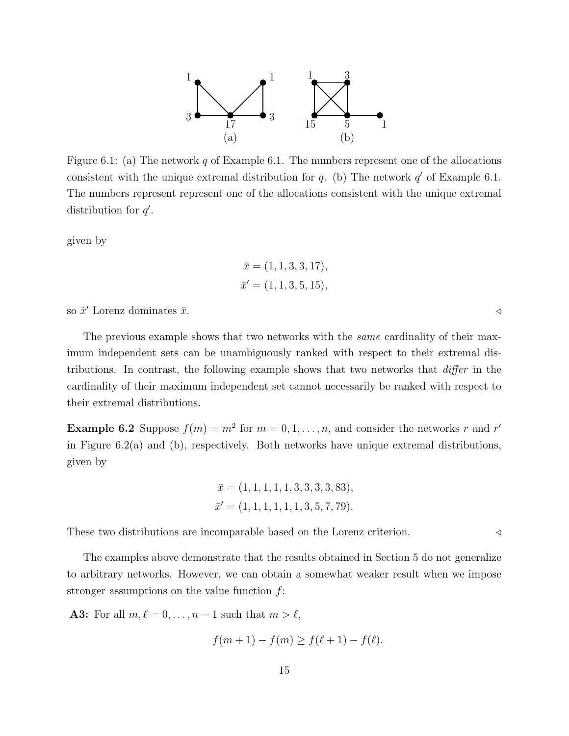Figure 6.1: (a) The network $q$ of Example 6.1. The numbers represent one of the allocations consistent with the unique extremal distribution for $q$. (b) The network $q'$ of Example 6.1. The numbers represent represent one of the allocations consistent with the unique extremal distribution for $q'$.

given by

$$\bar{x} = (1, 1, 3, 3, 17),$$
$$\bar{x}' = (1, 1, 3, 5, 15),$$

so $\bar{x}'$ Lorenz dominates $\bar{x}$. ◁

The previous example shows that two networks with the *same* cardinality of their maximum independent sets can be unambiguously ranked with respect to their extremal distributions. In contrast, the following example shows that two networks that *differ* in the cardinality of their maximum independent set cannot necessarily be ranked with respect to their extremal distributions.

**Example 6.2** Suppose $f(m) = m^2$ for $m = 0, 1, \ldots, n$, and consider the networks $r$ and $r'$ in Figure 6.2(a) and (b), respectively. Both networks have unique extremal distributions, given by

$$\bar{x} = (1, 1, 1, 1, 1, 3, 3, 3, 3, 83),$$
$$\bar{x}' = (1, 1, 1, 1, 1, 1, 3, 5, 7, 79).$$

These two distributions are incomparable based on the Lorenz criterion. ◁

The examples above demonstrate that the results obtained in Section 5 do not generalize to arbitrary networks. However, we can obtain a somewhat weaker result when we impose stronger assumptions on the value function $f$:

**A3:** For all $m, \ell = 0, \ldots, n-1$ such that $m > \ell$,

$$f(m+1) - f(m) \geq f(\ell+1) - f(\ell).$$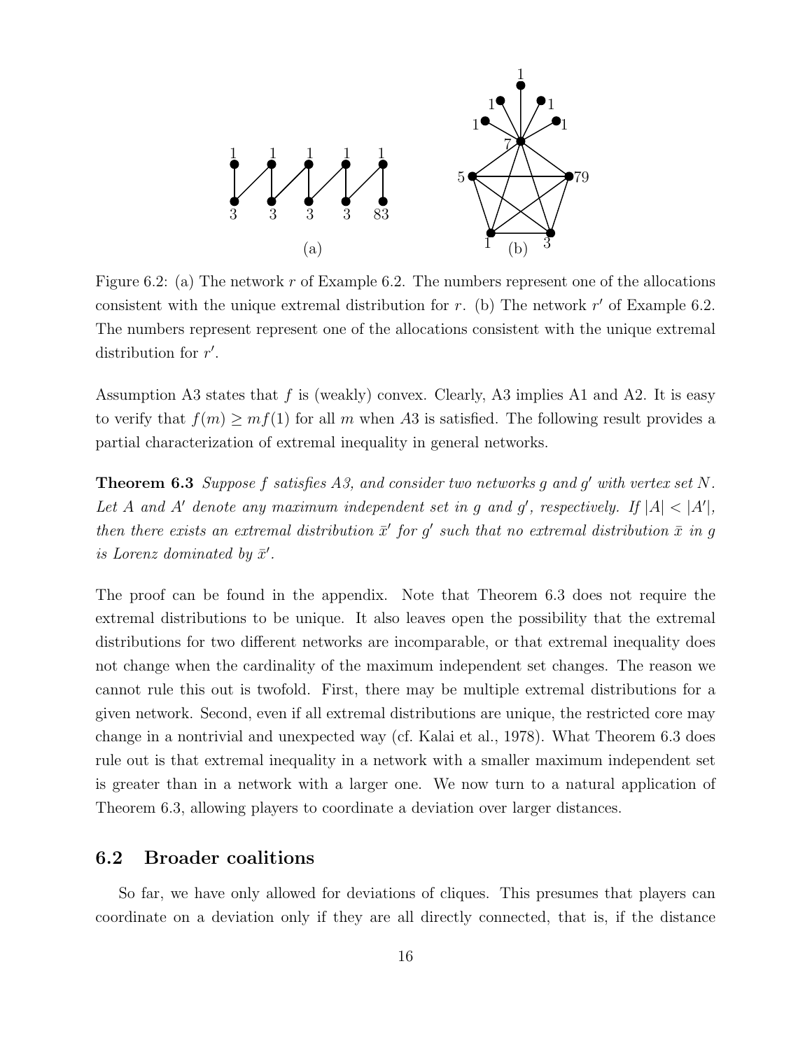Figure 6.2: (a) The network $r$ of Example 6.2. The numbers represent one of the allocations consistent with the unique extremal distribution for $r$. (b) The network $r'$ of Example 6.2. The numbers represent represent one of the allocations consistent with the unique extremal distribution for $r'$.

Assumption A3 states that $f$ is (weakly) convex. Clearly, A3 implies A1 and A2. It is easy to verify that $f(m) \geq mf(1)$ for all $m$ when $A3$ is satisfied. The following result provides a partial characterization of extremal inequality in general networks.

**Theorem 6.3** *Suppose $f$ satisfies A3, and consider two networks $g$ and $g'$ with vertex set $N$. Let $A$ and $A'$ denote any maximum independent set in $g$ and $g'$, respectively. If $|A| < |A'|$, then there exists an extremal distribution $\bar{x}'$ for $g'$ such that no extremal distribution $\bar{x}$ in $g$ is Lorenz dominated by $\bar{x}'$.*

The proof can be found in the appendix. Note that Theorem 6.3 does not require the extremal distributions to be unique. It also leaves open the possibility that the extremal distributions for two different networks are incomparable, or that extremal inequality does not change when the cardinality of the maximum independent set changes. The reason we cannot rule this out is twofold. First, there may be multiple extremal distributions for a given network. Second, even if all extremal distributions are unique, the restricted core may change in a nontrivial and unexpected way (cf. Kalai et al., 1978). What Theorem 6.3 does rule out is that extremal inequality in a network with a smaller maximum independent set is greater than in a network with a larger one. We now turn to a natural application of Theorem 6.3, allowing players to coordinate a deviation over larger distances.

## 6.2 Broader coalitions

So far, we have only allowed for deviations of cliques. This presumes that players can coordinate on a deviation only if they are all directly connected, that is, if the distance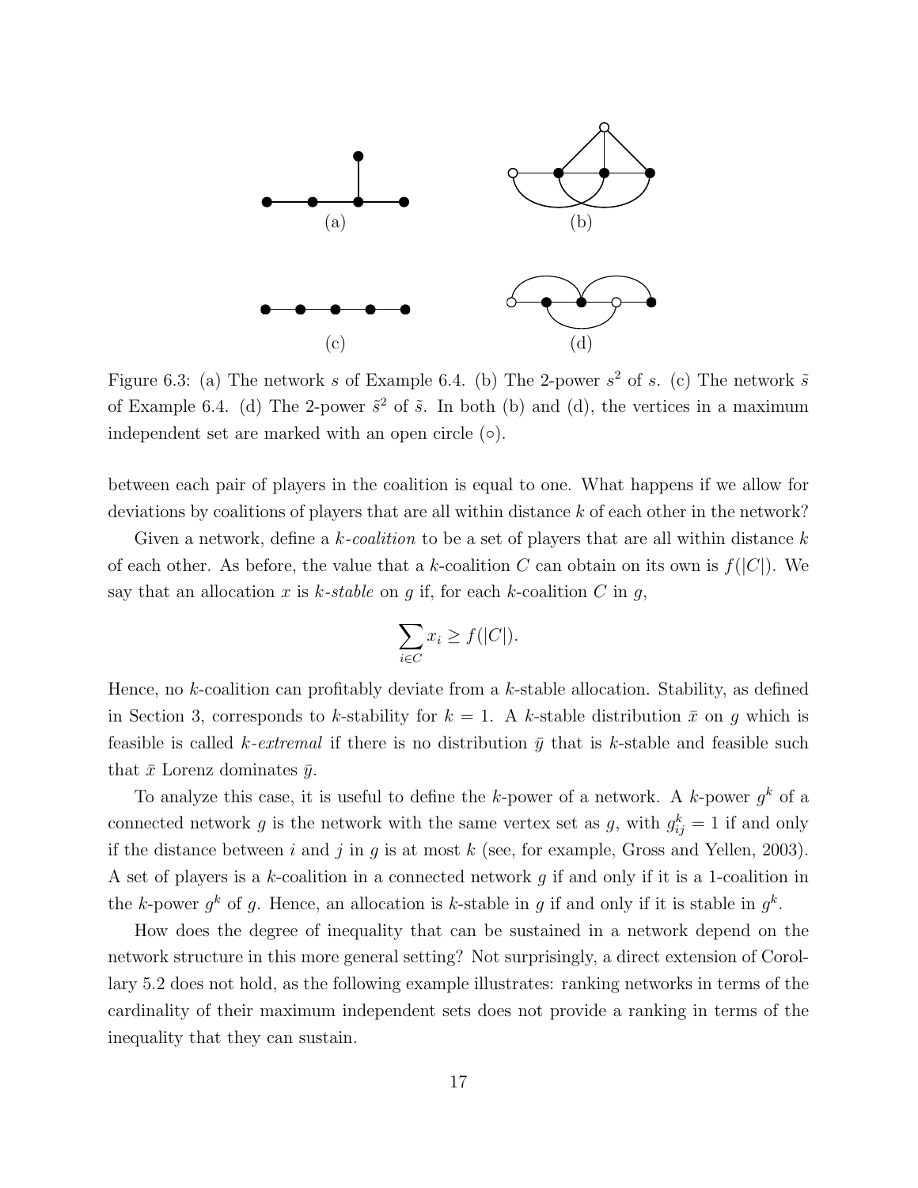Figure 6.3: (a) The network $s$ of Example 6.4. (b) The 2-power $s^2$ of $s$. (c) The network $\tilde{s}$ of Example 6.4. (d) The 2-power $\tilde{s}^2$ of $\tilde{s}$. In both (b) and (d), the vertices in a maximum independent set are marked with an open circle ($\circ$).

between each pair of players in the coalition is equal to one. What happens if we allow for deviations by coalitions of players that are all within distance $k$ of each other in the network?

Given a network, define a *$k$-coalition* to be a set of players that are all within distance $k$ of each other. As before, the value that a $k$-coalition $C$ can obtain on its own is $f(|C|)$. We say that an allocation $x$ is *$k$-stable* on $g$ if, for each $k$-coalition $C$ in $g$,

$$\sum_{i \in C} x_i \geq f(|C|).$$

Hence, no $k$-coalition can profitably deviate from a $k$-stable allocation. Stability, as defined in Section 3, corresponds to $k$-stability for $k = 1$. A $k$-stable distribution $\bar{x}$ on $g$ which is feasible is called *$k$-extremal* if there is no distribution $\bar{y}$ that is $k$-stable and feasible such that $\bar{x}$ Lorenz dominates $\bar{y}$.

To analyze this case, it is useful to define the $k$-power of a network. A $k$-power $g^k$ of a connected network $g$ is the network with the same vertex set as $g$, with $g^k_{ij} = 1$ if and only if the distance between $i$ and $j$ in $g$ is at most $k$ (see, for example, Gross and Yellen, 2003). A set of players is a $k$-coalition in a connected network $g$ if and only if it is a 1-coalition in the $k$-power $g^k$ of $g$. Hence, an allocation is $k$-stable in $g$ if and only if it is stable in $g^k$.

How does the degree of inequality that can be sustained in a network depend on the network structure in this more general setting? Not surprisingly, a direct extension of Corollary 5.2 does not hold, as the following example illustrates: ranking networks in terms of the cardinality of their maximum independent sets does not provide a ranking in terms of the inequality that they can sustain.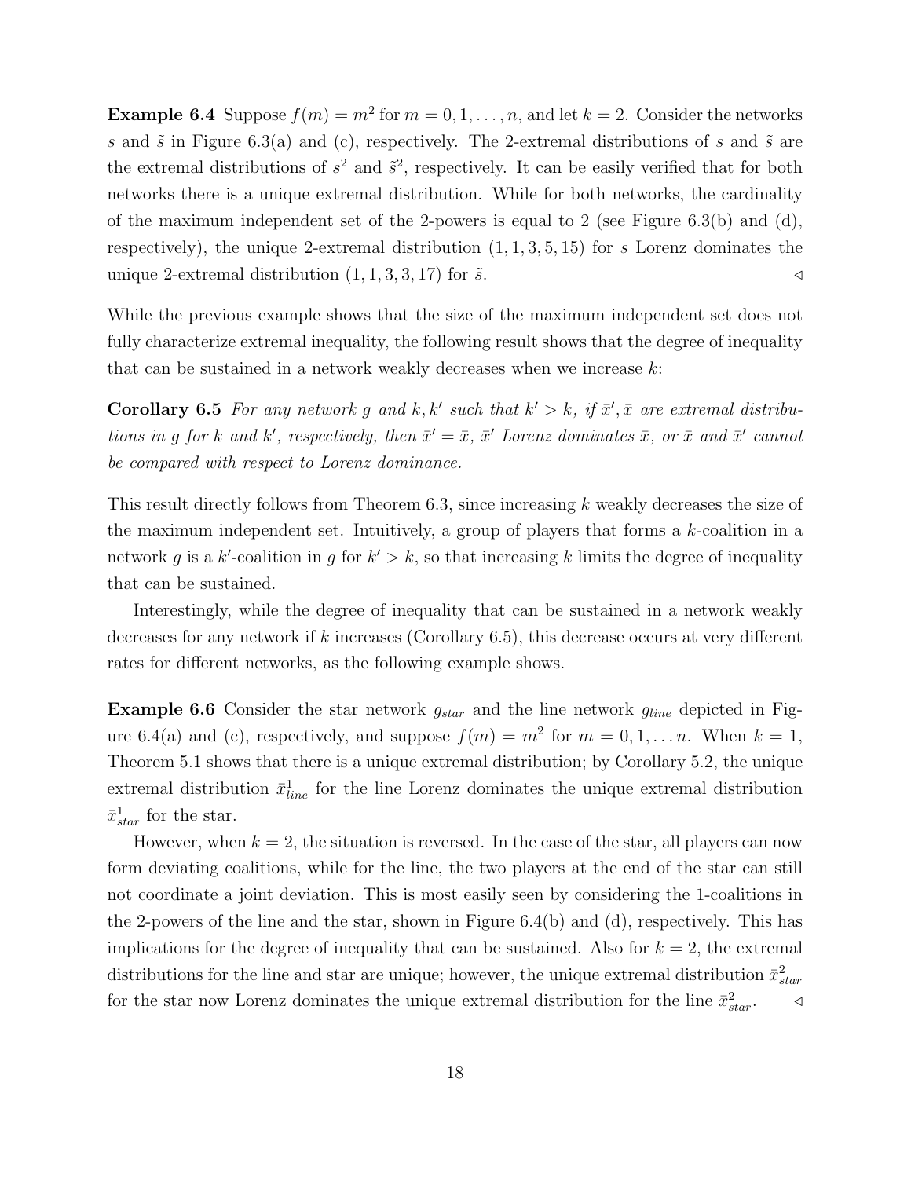**Example 6.4** Suppose $f(m) = m^2$ for $m = 0, 1, \ldots, n$, and let $k = 2$. Consider the networks $s$ and $\tilde{s}$ in Figure 6.3(a) and (c), respectively. The 2-extremal distributions of $s$ and $\tilde{s}$ are the extremal distributions of $s^2$ and $\tilde{s}^2$, respectively. It can be easily verified that for both networks there is a unique extremal distribution. While for both networks, the cardinality of the maximum independent set of the 2-powers is equal to 2 (see Figure 6.3(b) and (d), respectively), the unique 2-extremal distribution $(1, 1, 3, 5, 15)$ for $s$ Lorenz dominates the unique 2-extremal distribution $(1, 1, 3, 3, 17)$ for $\tilde{s}$. $\triangleleft$

While the previous example shows that the size of the maximum independent set does not fully characterize extremal inequality, the following result shows that the degree of inequality that can be sustained in a network weakly decreases when we increase $k$:

**Corollary 6.5** *For any network $g$ and $k, k'$ such that $k' > k$, if $\bar{x}', \bar{x}$ are extremal distributions in $g$ for $k$ and $k'$, respectively, then $\bar{x}' = \bar{x}$, $\bar{x}'$ Lorenz dominates $\bar{x}$, or $\bar{x}$ and $\bar{x}'$ cannot be compared with respect to Lorenz dominance.*

This result directly follows from Theorem 6.3, since increasing $k$ weakly decreases the size of the maximum independent set. Intuitively, a group of players that forms a $k$-coalition in a network $g$ is a $k'$-coalition in $g$ for $k' > k$, so that increasing $k$ limits the degree of inequality that can be sustained.

Interestingly, while the degree of inequality that can be sustained in a network weakly decreases for any network if $k$ increases (Corollary 6.5), this decrease occurs at very different rates for different networks, as the following example shows.

**Example 6.6** Consider the star network $g_{star}$ and the line network $g_{line}$ depicted in Figure 6.4(a) and (c), respectively, and suppose $f(m) = m^2$ for $m = 0, 1, \ldots n$. When $k = 1$, Theorem 5.1 shows that there is a unique extremal distribution; by Corollary 5.2, the unique extremal distribution $\bar{x}^1_{line}$ for the line Lorenz dominates the unique extremal distribution $\bar{x}^1_{star}$ for the star.

However, when $k = 2$, the situation is reversed. In the case of the star, all players can now form deviating coalitions, while for the line, the two players at the end of the star can still not coordinate a joint deviation. This is most easily seen by considering the 1-coalitions in the 2-powers of the line and the star, shown in Figure 6.4(b) and (d), respectively. This has implications for the degree of inequality that can be sustained. Also for $k = 2$, the extremal distributions for the line and star are unique; however, the unique extremal distribution $\bar{x}^2_{star}$ for the star now Lorenz dominates the unique extremal distribution for the line $\bar{x}^2_{star}$. $\triangleleft$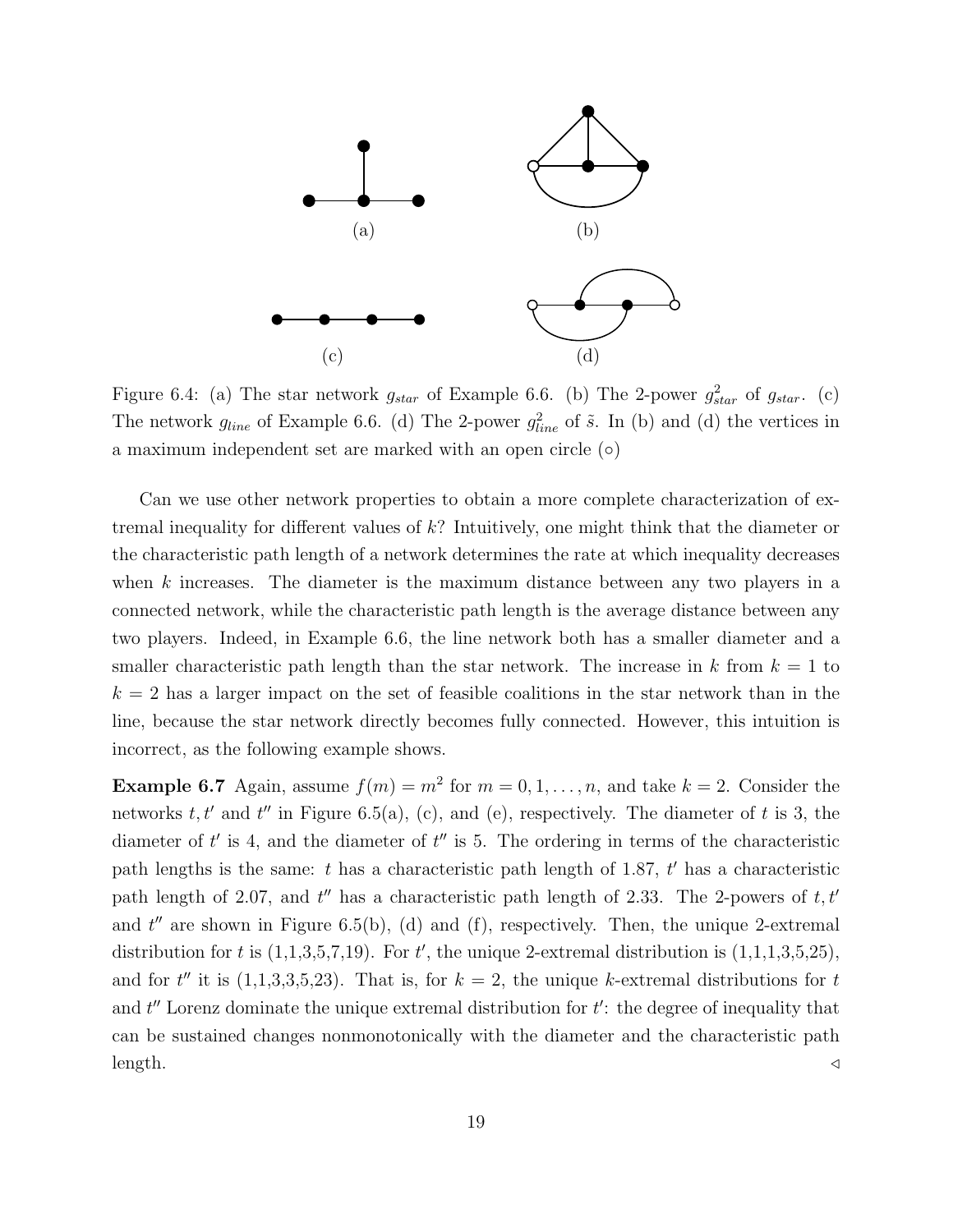Figure 6.4: (a) The star network $g_{star}$ of Example 6.6. (b) The 2-power $g^2_{star}$ of $g_{star}$. (c) The network $g_{line}$ of Example 6.6. (d) The 2-power $g^2_{line}$ of $\tilde{s}$. In (b) and (d) the vertices in a maximum independent set are marked with an open circle (◦)

Can we use other network properties to obtain a more complete characterization of extremal inequality for different values of $k$? Intuitively, one might think that the diameter or the characteristic path length of a network determines the rate at which inequality decreases when $k$ increases. The diameter is the maximum distance between any two players in a connected network, while the characteristic path length is the average distance between any two players. Indeed, in Example 6.6, the line network both has a smaller diameter and a smaller characteristic path length than the star network. The increase in $k$ from $k = 1$ to $k = 2$ has a larger impact on the set of feasible coalitions in the star network than in the line, because the star network directly becomes fully connected. However, this intuition is incorrect, as the following example shows.

**Example 6.7** Again, assume $f(m) = m^2$ for $m = 0, 1, \ldots, n$, and take $k = 2$. Consider the networks $t, t'$ and $t''$ in Figure 6.5(a), (c), and (e), respectively. The diameter of $t$ is 3, the diameter of $t'$ is 4, and the diameter of $t''$ is 5. The ordering in terms of the characteristic path lengths is the same: $t$ has a characteristic path length of 1.87, $t'$ has a characteristic path length of 2.07, and $t''$ has a characteristic path length of 2.33. The 2-powers of $t, t'$ and $t''$ are shown in Figure 6.5(b), (d) and (f), respectively. Then, the unique 2-extremal distribution for $t$ is (1,1,3,5,7,19). For $t'$, the unique 2-extremal distribution is (1,1,1,3,5,25), and for $t''$ it is (1,1,3,3,5,23). That is, for $k = 2$, the unique $k$-extremal distributions for $t$ and $t''$ Lorenz dominate the unique extremal distribution for $t'$: the degree of inequality that can be sustained changes nonmonotonically with the diameter and the characteristic path length. ◁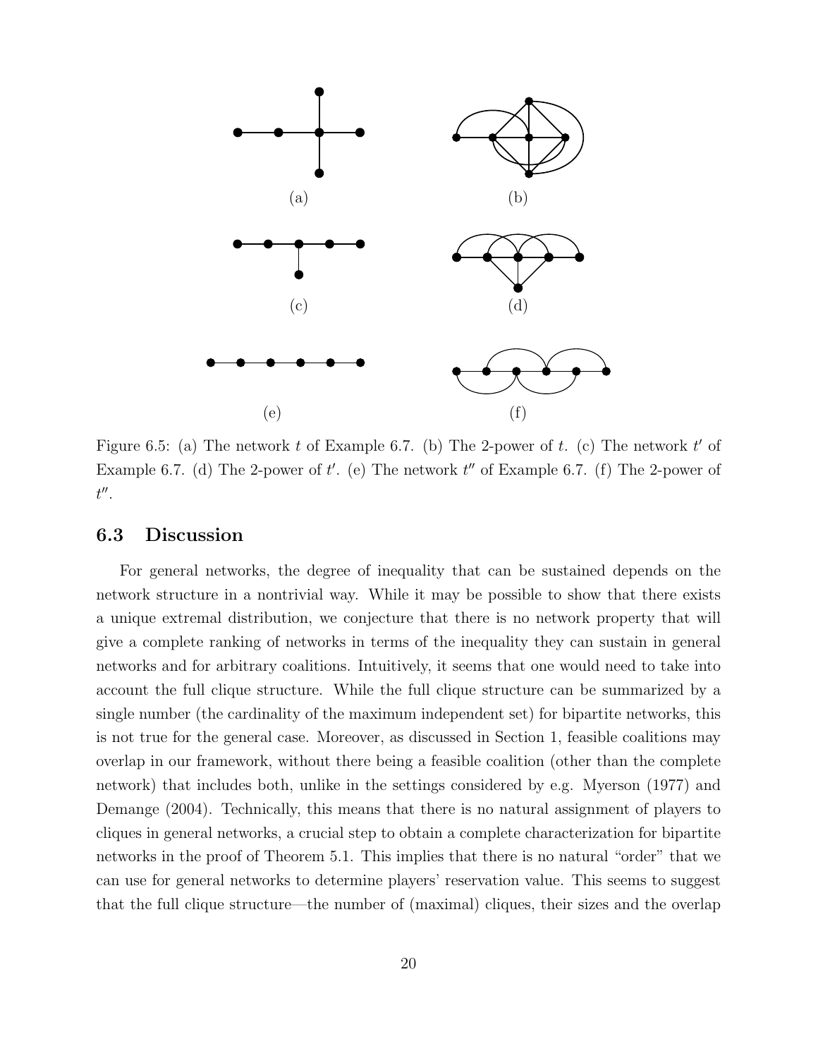(a) (b)

(c) (d)

(e) (f)

Figure 6.5: (a) The network $t$ of Example 6.7. (b) The 2-power of $t$. (c) The network $t'$ of Example 6.7. (d) The 2-power of $t'$. (e) The network $t''$ of Example 6.7. (f) The 2-power of $t''$.

## 6.3 Discussion

For general networks, the degree of inequality that can be sustained depends on the network structure in a nontrivial way. While it may be possible to show that there exists a unique extremal distribution, we conjecture that there is no network property that will give a complete ranking of networks in terms of the inequality they can sustain in general networks and for arbitrary coalitions. Intuitively, it seems that one would need to take into account the full clique structure. While the full clique structure can be summarized by a single number (the cardinality of the maximum independent set) for bipartite networks, this is not true for the general case. Moreover, as discussed in Section 1, feasible coalitions may overlap in our framework, without there being a feasible coalition (other than the complete network) that includes both, unlike in the settings considered by e.g. Myerson (1977) and Demange (2004). Technically, this means that there is no natural assignment of players to cliques in general networks, a crucial step to obtain a complete characterization for bipartite networks in the proof of Theorem 5.1. This implies that there is no natural "order" that we can use for general networks to determine players' reservation value. This seems to suggest that the full clique structure—the number of (maximal) cliques, their sizes and the overlap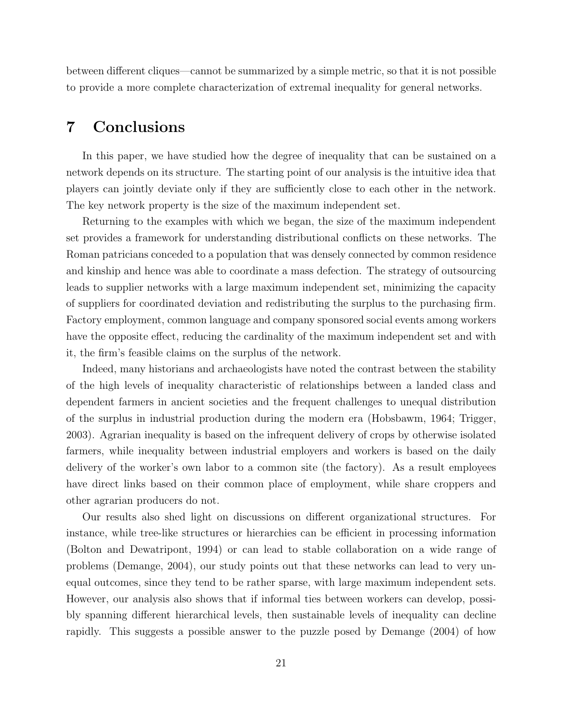between different cliques—cannot be summarized by a simple metric, so that it is not possible to provide a more complete characterization of extremal inequality for general networks.

# 7 Conclusions

In this paper, we have studied how the degree of inequality that can be sustained on a network depends on its structure. The starting point of our analysis is the intuitive idea that players can jointly deviate only if they are sufficiently close to each other in the network. The key network property is the size of the maximum independent set.

Returning to the examples with which we began, the size of the maximum independent set provides a framework for understanding distributional conflicts on these networks. The Roman patricians conceded to a population that was densely connected by common residence and kinship and hence was able to coordinate a mass defection. The strategy of outsourcing leads to supplier networks with a large maximum independent set, minimizing the capacity of suppliers for coordinated deviation and redistributing the surplus to the purchasing firm. Factory employment, common language and company sponsored social events among workers have the opposite effect, reducing the cardinality of the maximum independent set and with it, the firm's feasible claims on the surplus of the network.

Indeed, many historians and archaeologists have noted the contrast between the stability of the high levels of inequality characteristic of relationships between a landed class and dependent farmers in ancient societies and the frequent challenges to unequal distribution of the surplus in industrial production during the modern era (Hobsbawm, 1964; Trigger, 2003). Agrarian inequality is based on the infrequent delivery of crops by otherwise isolated farmers, while inequality between industrial employers and workers is based on the daily delivery of the worker's own labor to a common site (the factory). As a result employees have direct links based on their common place of employment, while share croppers and other agrarian producers do not.

Our results also shed light on discussions on different organizational structures. For instance, while tree-like structures or hierarchies can be efficient in processing information (Bolton and Dewatripont, 1994) or can lead to stable collaboration on a wide range of problems (Demange, 2004), our study points out that these networks can lead to very unequal outcomes, since they tend to be rather sparse, with large maximum independent sets. However, our analysis also shows that if informal ties between workers can develop, possibly spanning different hierarchical levels, then sustainable levels of inequality can decline rapidly. This suggests a possible answer to the puzzle posed by Demange (2004) of how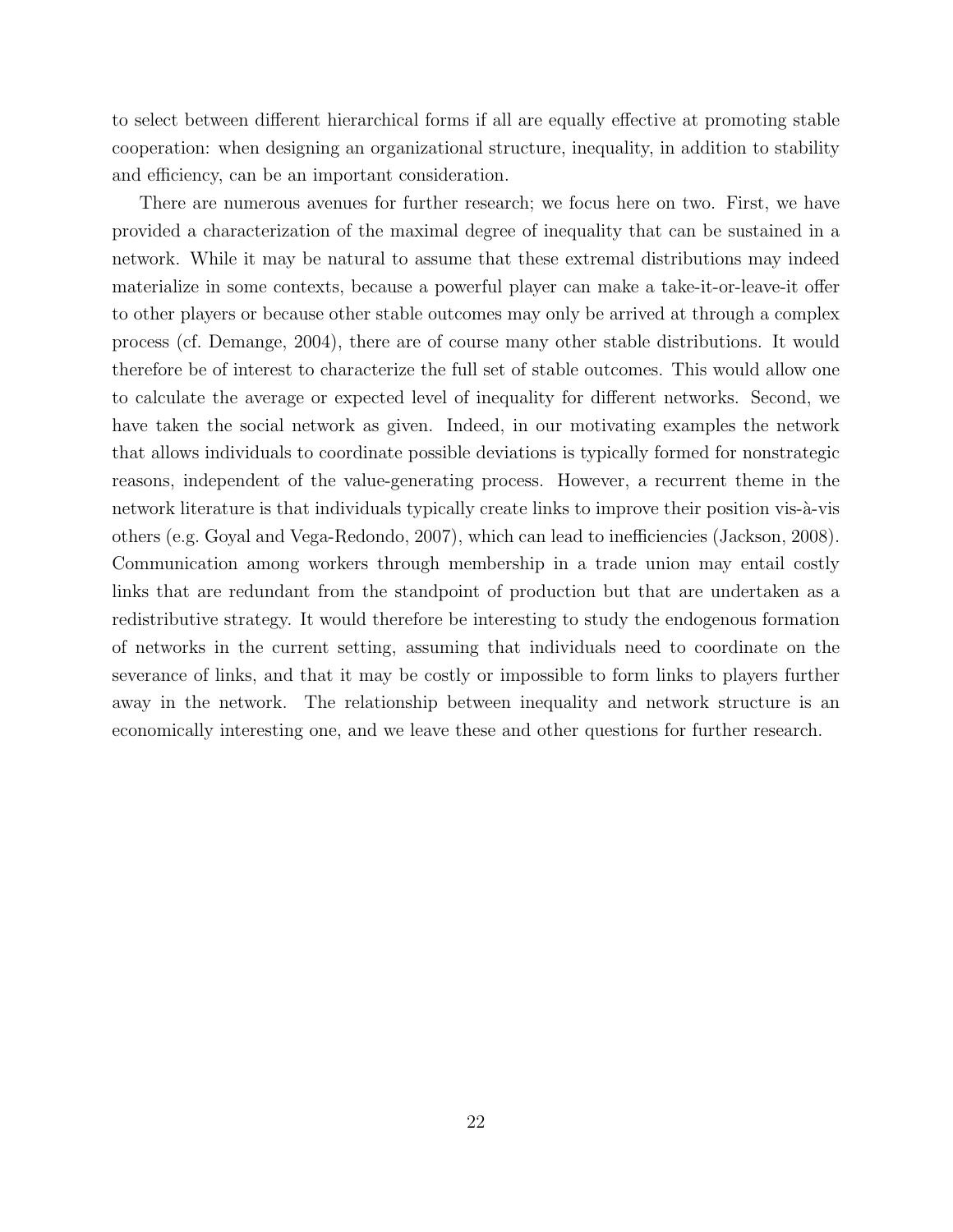to select between different hierarchical forms if all are equally effective at promoting stable cooperation: when designing an organizational structure, inequality, in addition to stability and efficiency, can be an important consideration.

There are numerous avenues for further research; we focus here on two. First, we have provided a characterization of the maximal degree of inequality that can be sustained in a network. While it may be natural to assume that these extremal distributions may indeed materialize in some contexts, because a powerful player can make a take-it-or-leave-it offer to other players or because other stable outcomes may only be arrived at through a complex process (cf. Demange, 2004), there are of course many other stable distributions. It would therefore be of interest to characterize the full set of stable outcomes. This would allow one to calculate the average or expected level of inequality for different networks. Second, we have taken the social network as given. Indeed, in our motivating examples the network that allows individuals to coordinate possible deviations is typically formed for nonstrategic reasons, independent of the value-generating process. However, a recurrent theme in the network literature is that individuals typically create links to improve their position vis-à-vis others (e.g. Goyal and Vega-Redondo, 2007), which can lead to inefficiencies (Jackson, 2008). Communication among workers through membership in a trade union may entail costly links that are redundant from the standpoint of production but that are undertaken as a redistributive strategy. It would therefore be interesting to study the endogenous formation of networks in the current setting, assuming that individuals need to coordinate on the severance of links, and that it may be costly or impossible to form links to players further away in the network. The relationship between inequality and network structure is an economically interesting one, and we leave these and other questions for further research.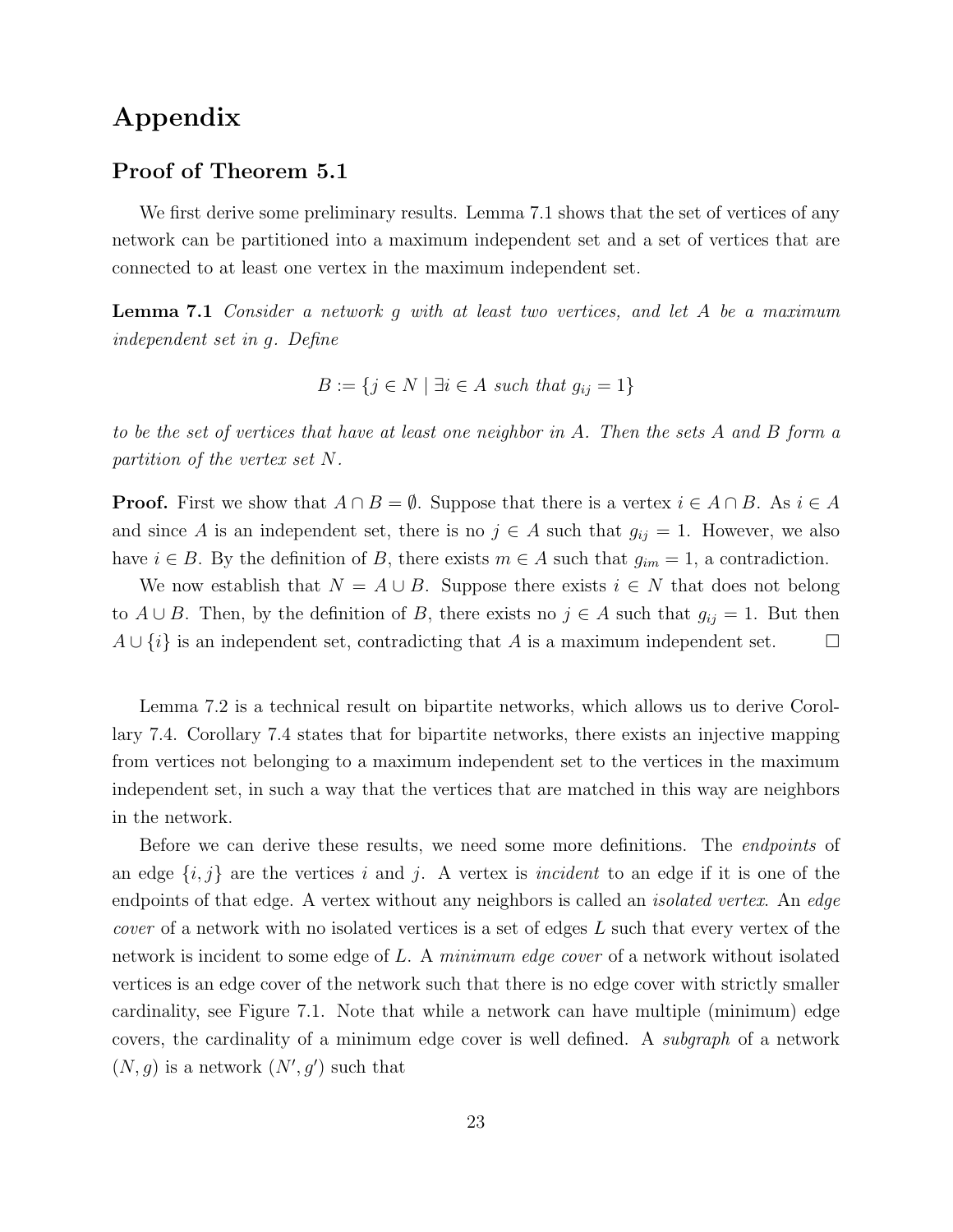# Appendix

## Proof of Theorem 5.1

We first derive some preliminary results. Lemma 7.1 shows that the set of vertices of any network can be partitioned into a maximum independent set and a set of vertices that are connected to at least one vertex in the maximum independent set.

**Lemma 7.1** *Consider a network $g$ with at least two vertices, and let $A$ be a maximum independent set in $g$. Define*

$$B := \{j \in N \mid \exists i \in A \text{ such that } g_{ij} = 1\}$$

*to be the set of vertices that have at least one neighbor in $A$. Then the sets $A$ and $B$ form a partition of the vertex set $N$.*

**Proof.** First we show that $A \cap B = \emptyset$. Suppose that there is a vertex $i \in A \cap B$. As $i \in A$ and since $A$ is an independent set, there is no $j \in A$ such that $g_{ij} = 1$. However, we also have $i \in B$. By the definition of $B$, there exists $m \in A$ such that $g_{im} = 1$, a contradiction.

We now establish that $N = A \cup B$. Suppose there exists $i \in N$ that does not belong to $A \cup B$. Then, by the definition of $B$, there exists no $j \in A$ such that $g_{ij} = 1$. But then $A \cup \{i\}$ is an independent set, contradicting that $A$ is a maximum independent set. $\square$

Lemma 7.2 is a technical result on bipartite networks, which allows us to derive Corollary 7.4. Corollary 7.4 states that for bipartite networks, there exists an injective mapping from vertices not belonging to a maximum independent set to the vertices in the maximum independent set, in such a way that the vertices that are matched in this way are neighbors in the network.

Before we can derive these results, we need some more definitions. The *endpoints* of an edge $\{i, j\}$ are the vertices $i$ and $j$. A vertex is *incident* to an edge if it is one of the endpoints of that edge. A vertex without any neighbors is called an *isolated vertex*. An *edge cover* of a network with no isolated vertices is a set of edges $L$ such that every vertex of the network is incident to some edge of $L$. A *minimum edge cover* of a network without isolated vertices is an edge cover of the network such that there is no edge cover with strictly smaller cardinality, see Figure 7.1. Note that while a network can have multiple (minimum) edge covers, the cardinality of a minimum edge cover is well defined. A *subgraph* of a network $(N, g)$ is a network $(N', g')$ such that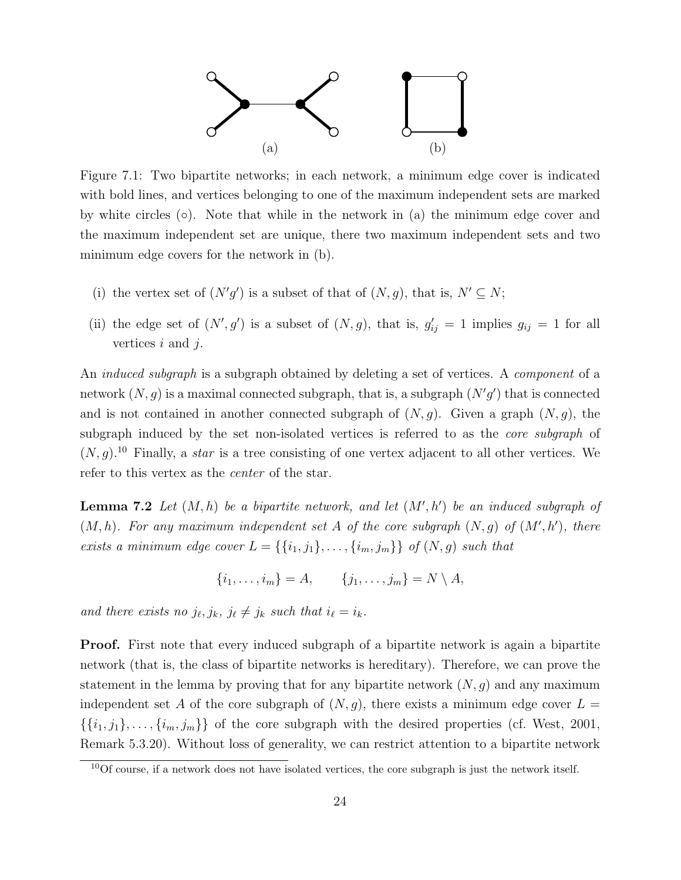(a) (b)

Figure 7.1: Two bipartite networks; in each network, a minimum edge cover is indicated with bold lines, and vertices belonging to one of the maximum independent sets are marked by white circles (∘). Note that while in the network in (a) the minimum edge cover and the maximum independent set are unique, there two maximum independent sets and two minimum edge covers for the network in (b).

(i) the vertex set of $(N'g')$ is a subset of that of $(N, g)$, that is, $N' \subseteq N$;

(ii) the edge set of $(N', g')$ is a subset of $(N, g)$, that is, $g'_{ij} = 1$ implies $g_{ij} = 1$ for all vertices $i$ and $j$.

An *induced subgraph* is a subgraph obtained by deleting a set of vertices. A *component* of a network $(N, g)$ is a maximal connected subgraph, that is, a subgraph $(N'g')$ that is connected and is not contained in another connected subgraph of $(N, g)$. Given a graph $(N, g)$, the subgraph induced by the set non-isolated vertices is referred to as the *core subgraph* of $(N, g)$.[10] Finally, a *star* is a tree consisting of one vertex adjacent to all other vertices. We refer to this vertex as the *center* of the star.

**Lemma 7.2** *Let $(M, h)$ be a bipartite network, and let $(M', h')$ be an induced subgraph of $(M, h)$. For any maximum independent set $A$ of the core subgraph $(N, g)$ of $(M', h')$, there exists a minimum edge cover $L = \{\{i_1, j_1\}, \ldots, \{i_m, j_m\}\}$ of $(N, g)$ such that*

$$\{i_1, \ldots, i_m\} = A, \qquad \{j_1, \ldots, j_m\} = N \setminus A,$$

*and there exists no $j_\ell, j_k$, $j_\ell \neq j_k$ such that $i_\ell = i_k$.*

**Proof.** First note that every induced subgraph of a bipartite network is again a bipartite network (that is, the class of bipartite networks is hereditary). Therefore, we can prove the statement in the lemma by proving that for any bipartite network $(N, g)$ and any maximum independent set $A$ of the core subgraph of $(N, g)$, there exists a minimum edge cover $L = \{\{i_1, j_1\}, \ldots, \{i_m, j_m\}\}$ of the core subgraph with the desired properties (cf. West, 2001, Remark 5.3.20). Without loss of generality, we can restrict attention to a bipartite network

[10] Of course, if a network does not have isolated vertices, the core subgraph is just the network itself.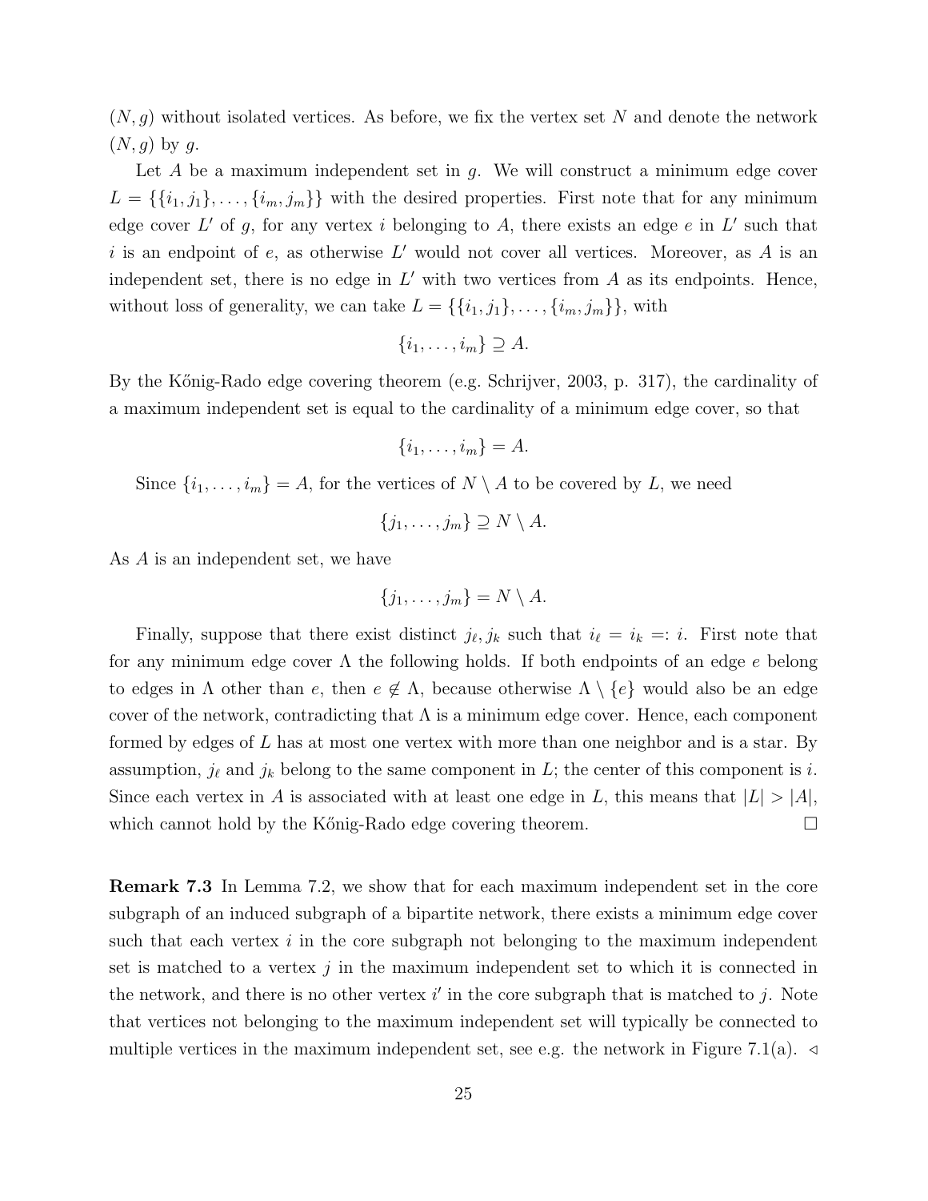$(N, g)$ without isolated vertices. As before, we fix the vertex set $N$ and denote the network $(N, g)$ by $g$.

Let $A$ be a maximum independent set in $g$. We will construct a minimum edge cover $L = \{\{i_1, j_1\}, \ldots, \{i_m, j_m\}\}$ with the desired properties. First note that for any minimum edge cover $L'$ of $g$, for any vertex $i$ belonging to $A$, there exists an edge $e$ in $L'$ such that $i$ is an endpoint of $e$, as otherwise $L'$ would not cover all vertices. Moreover, as $A$ is an independent set, there is no edge in $L'$ with two vertices from $A$ as its endpoints. Hence, without loss of generality, we can take $L = \{\{i_1, j_1\}, \ldots, \{i_m, j_m\}\}$, with

$$\{i_1, \ldots, i_m\} \supseteq A.$$

By the Kőnig-Rado edge covering theorem (e.g. Schrijver, 2003, p. 317), the cardinality of a maximum independent set is equal to the cardinality of a minimum edge cover, so that

$$\{i_1, \ldots, i_m\} = A.$$

Since $\{i_1, \ldots, i_m\} = A$, for the vertices of $N \setminus A$ to be covered by $L$, we need

$$\{j_1, \ldots, j_m\} \supseteq N \setminus A.$$

As $A$ is an independent set, we have

$$\{j_1, \ldots, j_m\} = N \setminus A.$$

Finally, suppose that there exist distinct $j_\ell, j_k$ such that $i_\ell = i_k =: i$. First note that for any minimum edge cover $\Lambda$ the following holds. If both endpoints of an edge $e$ belong to edges in $\Lambda$ other than $e$, then $e \notin \Lambda$, because otherwise $\Lambda \setminus \{e\}$ would also be an edge cover of the network, contradicting that $\Lambda$ is a minimum edge cover. Hence, each component formed by edges of $L$ has at most one vertex with more than one neighbor and is a star. By assumption, $j_\ell$ and $j_k$ belong to the same component in $L$; the center of this component is $i$. Since each vertex in $A$ is associated with at least one edge in $L$, this means that $|L| > |A|$, which cannot hold by the Kőnig-Rado edge covering theorem. $\square$

**Remark 7.3** In Lemma 7.2, we show that for each maximum independent set in the core subgraph of an induced subgraph of a bipartite network, there exists a minimum edge cover such that each vertex $i$ in the core subgraph not belonging to the maximum independent set is matched to a vertex $j$ in the maximum independent set to which it is connected in the network, and there is no other vertex $i'$ in the core subgraph that is matched to $j$. Note that vertices not belonging to the maximum independent set will typically be connected to multiple vertices in the maximum independent set, see e.g. the network in Figure 7.1(a). $\triangleleft$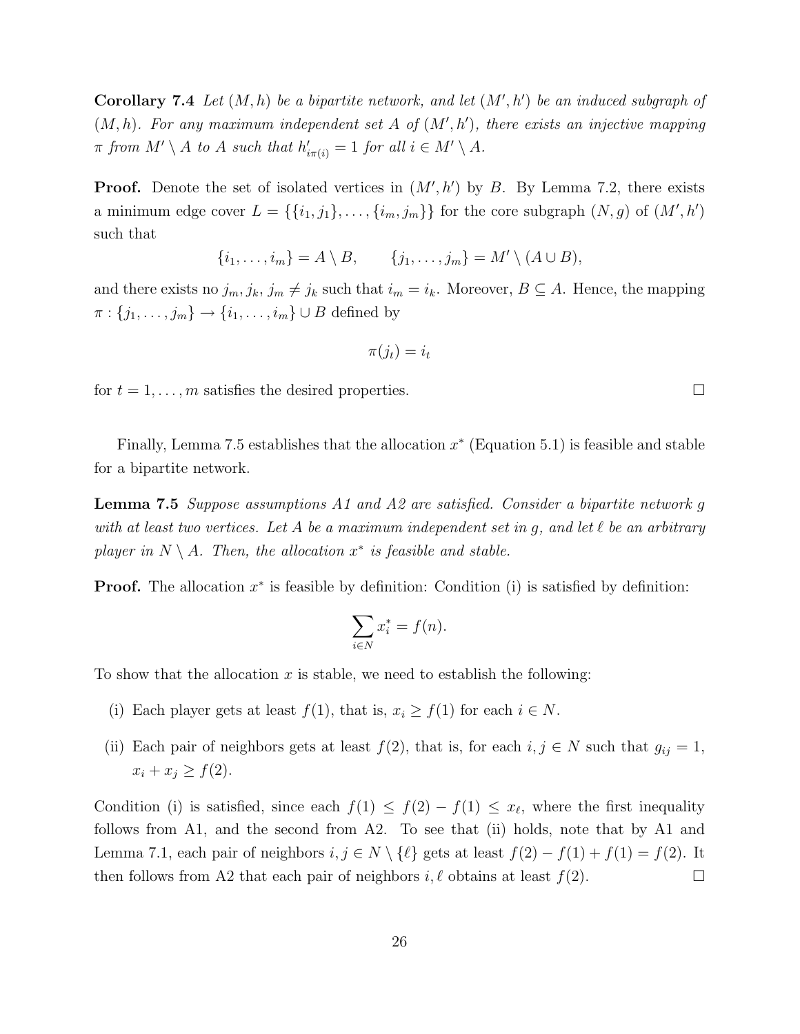**Corollary 7.4** *Let $(M, h)$ be a bipartite network, and let $(M', h')$ be an induced subgraph of $(M, h)$. For any maximum independent set $A$ of $(M', h')$, there exists an injective mapping $\pi$ from $M' \setminus A$ to $A$ such that $h'_{i\pi(i)} = 1$ for all $i \in M' \setminus A$.*

**Proof.** Denote the set of isolated vertices in $(M', h')$ by $B$. By Lemma 7.2, there exists a minimum edge cover $L = \{\{i_1, j_1\}, \ldots, \{i_m, j_m\}\}$ for the core subgraph $(N, g)$ of $(M', h')$ such that

$$\{i_1, \ldots, i_m\} = A \setminus B, \qquad \{j_1, \ldots, j_m\} = M' \setminus (A \cup B),$$

and there exists no $j_m, j_k$, $j_m \neq j_k$ such that $i_m = i_k$. Moreover, $B \subseteq A$. Hence, the mapping $\pi : \{j_1, \ldots, j_m\} \to \{i_1, \ldots, i_m\} \cup B$ defined by

$$\pi(j_t) = i_t$$

for $t = 1, \ldots, m$ satisfies the desired properties. □

Finally, Lemma 7.5 establishes that the allocation $x^*$ (Equation 5.1) is feasible and stable for a bipartite network.

**Lemma 7.5** *Suppose assumptions A1 and A2 are satisfied. Consider a bipartite network $g$ with at least two vertices. Let $A$ be a maximum independent set in $g$, and let $\ell$ be an arbitrary player in $N \setminus A$. Then, the allocation $x^*$ is feasible and stable.*

**Proof.** The allocation $x^*$ is feasible by definition: Condition (i) is satisfied by definition:

$$\sum_{i \in N} x_i^* = f(n).$$

To show that the allocation $x$ is stable, we need to establish the following:

(i) Each player gets at least $f(1)$, that is, $x_i \geq f(1)$ for each $i \in N$.

(ii) Each pair of neighbors gets at least $f(2)$, that is, for each $i, j \in N$ such that $g_{ij} = 1$, $x_i + x_j \geq f(2)$.

Condition (i) is satisfied, since each $f(1) \leq f(2) - f(1) \leq x_\ell$, where the first inequality follows from A1, and the second from A2. To see that (ii) holds, note that by A1 and Lemma 7.1, each pair of neighbors $i, j \in N \setminus \{\ell\}$ gets at least $f(2) - f(1) + f(1) = f(2)$. It then follows from A2 that each pair of neighbors $i, \ell$ obtains at least $f(2)$. □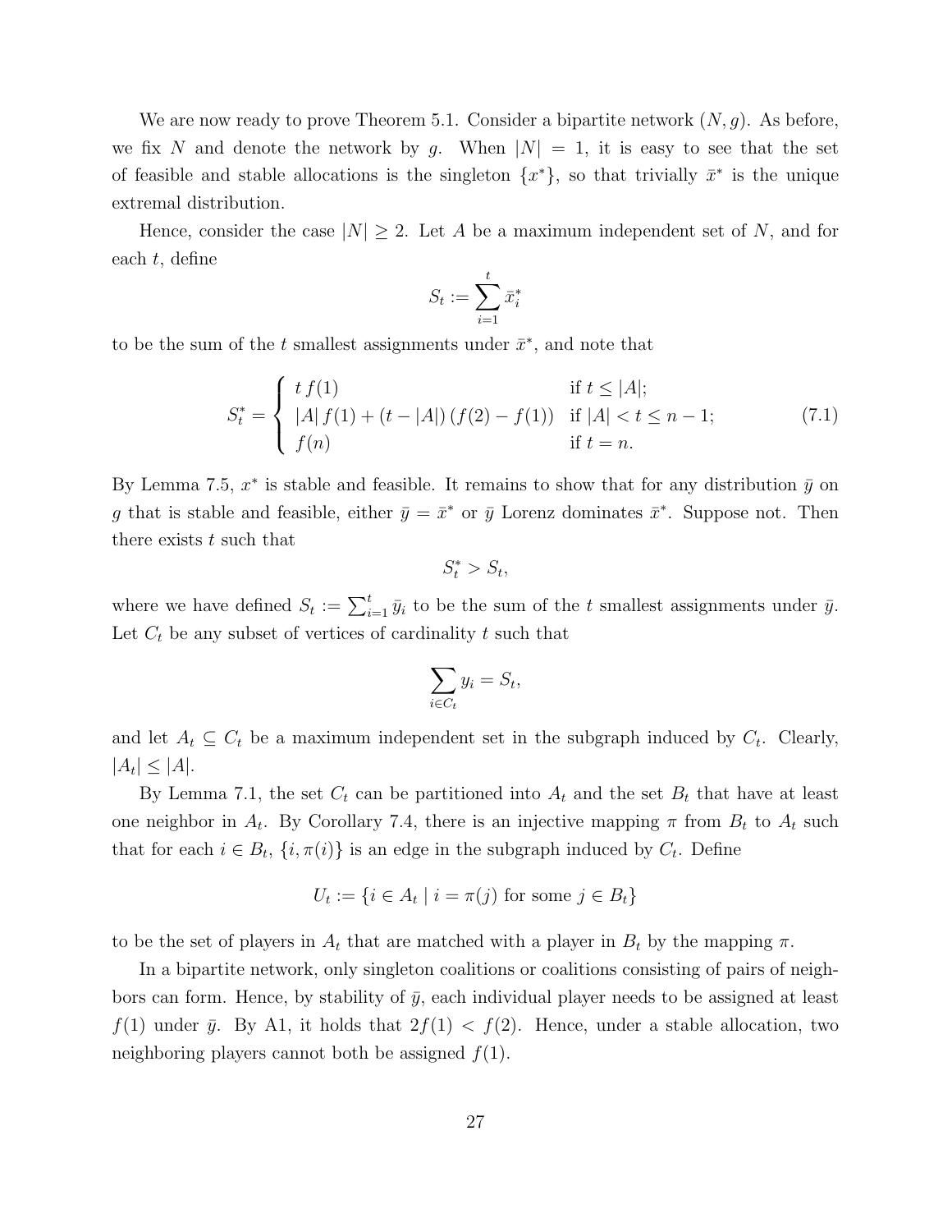We are now ready to prove Theorem 5.1. Consider a bipartite network $(N, g)$. As before, we fix $N$ and denote the network by $g$. When $|N| = 1$, it is easy to see that the set of feasible and stable allocations is the singleton $\{x^*\}$, so that trivially $\bar{x}^*$ is the unique extremal distribution.

Hence, consider the case $|N| \geq 2$. Let $A$ be a maximum independent set of $N$, and for each $t$, define

$$S_t := \sum_{i=1}^{t} \bar{x}_i^*$$

to be the sum of the $t$ smallest assignments under $\bar{x}^*$, and note that

$$S_t^* = \begin{cases} t\, f(1) & \text{if } t \leq |A|; \\ |A|\, f(1) + (t - |A|)\,(f(2) - f(1)) & \text{if } |A| < t \leq n-1; \\ f(n) & \text{if } t = n. \end{cases} \tag{7.1}$$

By Lemma 7.5, $x^*$ is stable and feasible. It remains to show that for any distribution $\bar{y}$ on $g$ that is stable and feasible, either $\bar{y} = \bar{x}^*$ or $\bar{y}$ Lorenz dominates $\bar{x}^*$. Suppose not. Then there exists $t$ such that

$$S_t^* > S_t,$$

where we have defined $S_t := \sum_{i=1}^{t} \bar{y}_i$ to be the sum of the $t$ smallest assignments under $\bar{y}$. Let $C_t$ be any subset of vertices of cardinality $t$ such that

$$\sum_{i \in C_t} y_i = S_t,$$

and let $A_t \subseteq C_t$ be a maximum independent set in the subgraph induced by $C_t$. Clearly, $|A_t| \leq |A|$.

By Lemma 7.1, the set $C_t$ can be partitioned into $A_t$ and the set $B_t$ that have at least one neighbor in $A_t$. By Corollary 7.4, there is an injective mapping $\pi$ from $B_t$ to $A_t$ such that for each $i \in B_t$, $\{i, \pi(i)\}$ is an edge in the subgraph induced by $C_t$. Define

$$U_t := \{i \in A_t \mid i = \pi(j) \text{ for some } j \in B_t\}$$

to be the set of players in $A_t$ that are matched with a player in $B_t$ by the mapping $\pi$.

In a bipartite network, only singleton coalitions or coalitions consisting of pairs of neighbors can form. Hence, by stability of $\bar{y}$, each individual player needs to be assigned at least $f(1)$ under $\bar{y}$. By A1, it holds that $2f(1) < f(2)$. Hence, under a stable allocation, two neighboring players cannot both be assigned $f(1)$.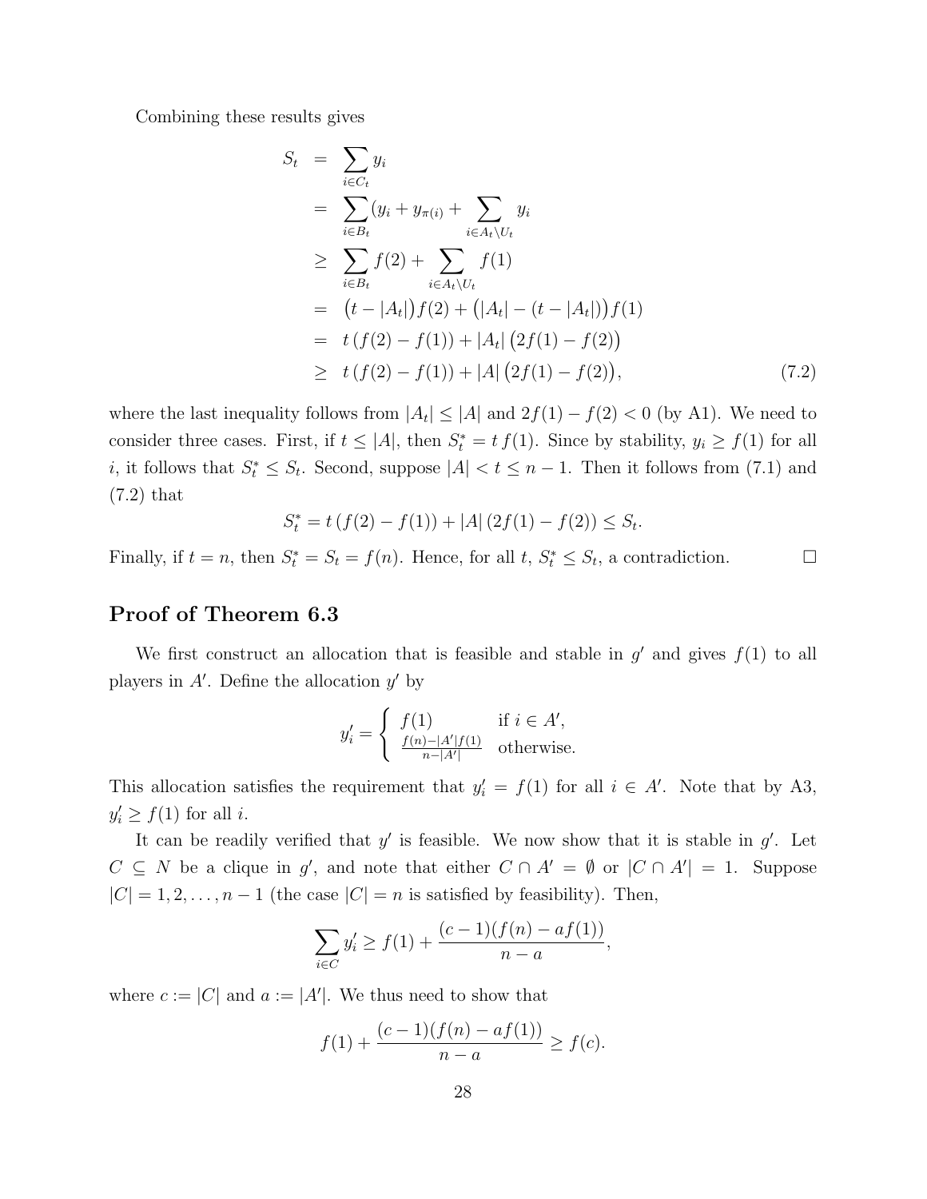Combining these results gives

$$
\begin{aligned}
S_t &= \sum_{i \in C_t} y_i \\
&= \sum_{i \in B_t} (y_i + y_{\pi(i)} + \sum_{i \in A_t \setminus U_t} y_i \\
&\geq \sum_{i \in B_t} f(2) + \sum_{i \in A_t \setminus U_t} f(1) \\
&= \big(t - |A_t|\big) f(2) + \big(|A_t| - (t - |A_t|)\big) f(1) \\
&= t\,(f(2) - f(1)) + |A_t| \big(2f(1) - f(2)\big) \\
&\geq t\,(f(2) - f(1)) + |A| \big(2f(1) - f(2)\big), \qquad (7.2)
\end{aligned}
$$

where the last inequality follows from $|A_t| \leq |A|$ and $2f(1) - f(2) < 0$ (by A1). We need to consider three cases. First, if $t \leq |A|$, then $S_t^* = t\, f(1)$. Since by stability, $y_i \geq f(1)$ for all $i$, it follows that $S_t^* \leq S_t$. Second, suppose $|A| < t \leq n - 1$. Then it follows from (7.1) and (7.2) that

$$
S_t^* = t\,(f(2) - f(1)) + |A|\,(2f(1) - f(2)) \leq S_t.
$$

Finally, if $t = n$, then $S_t^* = S_t = f(n)$. Hence, for all $t$, $S_t^* \leq S_t$, a contradiction. □

## Proof of Theorem 6.3

We first construct an allocation that is feasible and stable in $g'$ and gives $f(1)$ to all players in $A'$. Define the allocation $y'$ by

$$
y'_i = \begin{cases} f(1) & \text{if } i \in A', \\ \frac{f(n) - |A'| f(1)}{n - |A'|} & \text{otherwise.} \end{cases}
$$

This allocation satisfies the requirement that $y'_i = f(1)$ for all $i \in A'$. Note that by A3, $y'_i \geq f(1)$ for all $i$.

It can be readily verified that $y'$ is feasible. We now show that it is stable in $g'$. Let $C \subseteq N$ be a clique in $g'$, and note that either $C \cap A' = \emptyset$ or $|C \cap A'| = 1$. Suppose $|C| = 1, 2, \ldots, n-1$ (the case $|C| = n$ is satisfied by feasibility). Then,

$$
\sum_{i \in C} y'_i \geq f(1) + \frac{(c-1)(f(n) - a f(1))}{n - a},
$$

where $c := |C|$ and $a := |A'|$. We thus need to show that

$$
f(1) + \frac{(c-1)(f(n) - a f(1))}{n - a} \geq f(c).
$$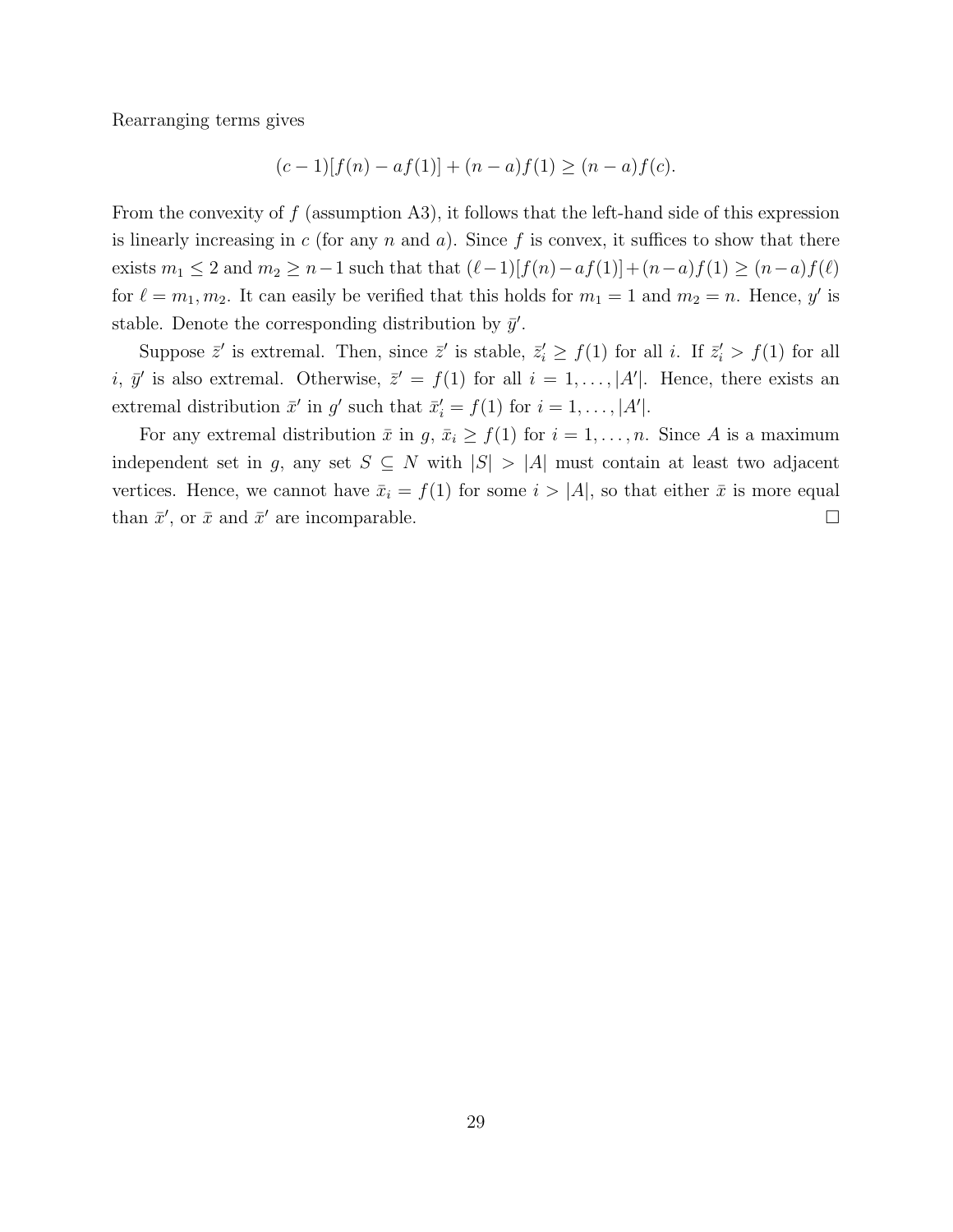Rearranging terms gives

$$(c-1)[f(n) - af(1)] + (n-a)f(1) \geq (n-a)f(c).$$

From the convexity of $f$ (assumption A3), it follows that the left-hand side of this expression is linearly increasing in $c$ (for any $n$ and $a$). Since $f$ is convex, it suffices to show that there exists $m_1 \leq 2$ and $m_2 \geq n-1$ such that that $(\ell-1)[f(n)-af(1)]+(n-a)f(1) \geq (n-a)f(\ell)$ for $\ell = m_1, m_2$. It can easily be verified that this holds for $m_1 = 1$ and $m_2 = n$. Hence, $y'$ is stable. Denote the corresponding distribution by $\bar{y}'$.

Suppose $\bar{z}'$ is extremal. Then, since $\bar{z}'$ is stable, $\bar{z}'_i \geq f(1)$ for all $i$. If $\bar{z}'_i > f(1)$ for all $i$, $\bar{y}'$ is also extremal. Otherwise, $\bar{z}' = f(1)$ for all $i = 1, \ldots, |A'|$. Hence, there exists an extremal distribution $\bar{x}'$ in $g'$ such that $\bar{x}'_i = f(1)$ for $i = 1, \ldots, |A'|$.

For any extremal distribution $\bar{x}$ in $g$, $\bar{x}_i \geq f(1)$ for $i = 1, \ldots, n$. Since $A$ is a maximum independent set in $g$, any set $S \subseteq N$ with $|S| > |A|$ must contain at least two adjacent vertices. Hence, we cannot have $\bar{x}_i = f(1)$ for some $i > |A|$, so that either $\bar{x}$ is more equal than $\bar{x}'$, or $\bar{x}$ and $\bar{x}'$ are incomparable. □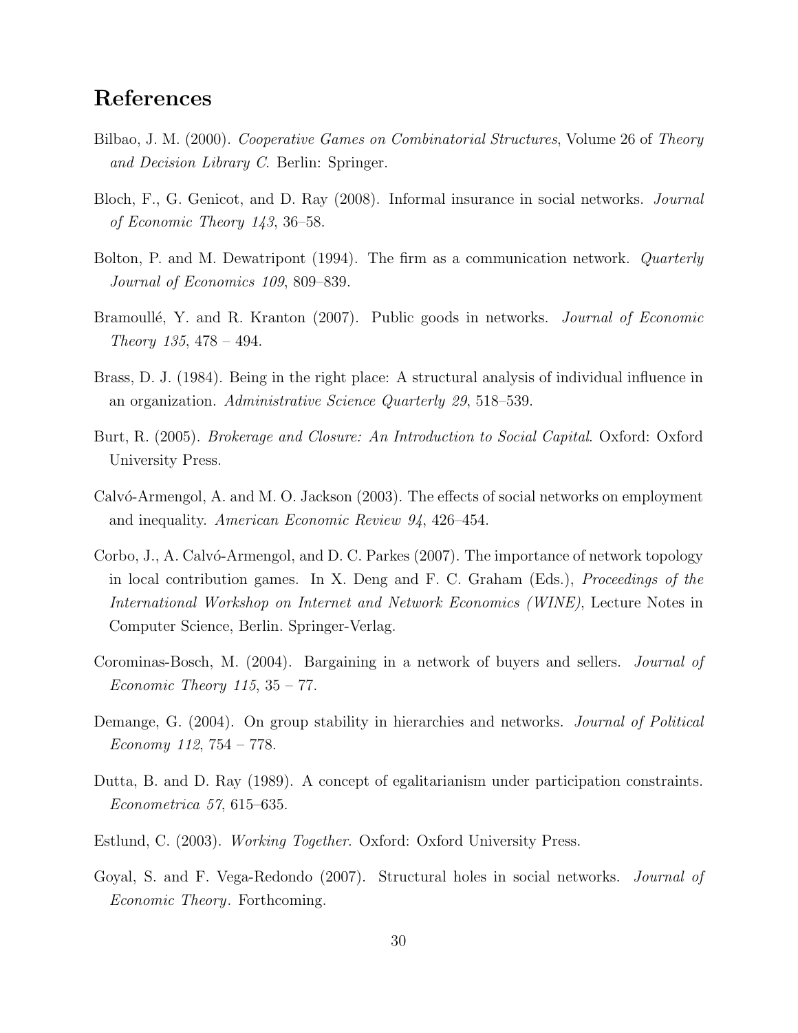# References

Bilbao, J. M. (2000). *Cooperative Games on Combinatorial Structures*, Volume 26 of *Theory and Decision Library C*. Berlin: Springer.

Bloch, F., G. Genicot, and D. Ray (2008). Informal insurance in social networks. *Journal of Economic Theory 143*, 36–58.

Bolton, P. and M. Dewatripont (1994). The firm as a communication network. *Quarterly Journal of Economics 109*, 809–839.

Bramoullé, Y. and R. Kranton (2007). Public goods in networks. *Journal of Economic Theory 135*, 478 – 494.

Brass, D. J. (1984). Being in the right place: A structural analysis of individual influence in an organization. *Administrative Science Quarterly 29*, 518–539.

Burt, R. (2005). *Brokerage and Closure: An Introduction to Social Capital*. Oxford: Oxford University Press.

Calvó-Armengol, A. and M. O. Jackson (2003). The effects of social networks on employment and inequality. *American Economic Review 94*, 426–454.

Corbo, J., A. Calvó-Armengol, and D. C. Parkes (2007). The importance of network topology in local contribution games. In X. Deng and F. C. Graham (Eds.), *Proceedings of the International Workshop on Internet and Network Economics (WINE)*, Lecture Notes in Computer Science, Berlin. Springer-Verlag.

Corominas-Bosch, M. (2004). Bargaining in a network of buyers and sellers. *Journal of Economic Theory 115*, 35 – 77.

Demange, G. (2004). On group stability in hierarchies and networks. *Journal of Political Economy 112*, 754 – 778.

Dutta, B. and D. Ray (1989). A concept of egalitarianism under participation constraints. *Econometrica 57*, 615–635.

Estlund, C. (2003). *Working Together*. Oxford: Oxford University Press.

Goyal, S. and F. Vega-Redondo (2007). Structural holes in social networks. *Journal of Economic Theory*. Forthcoming.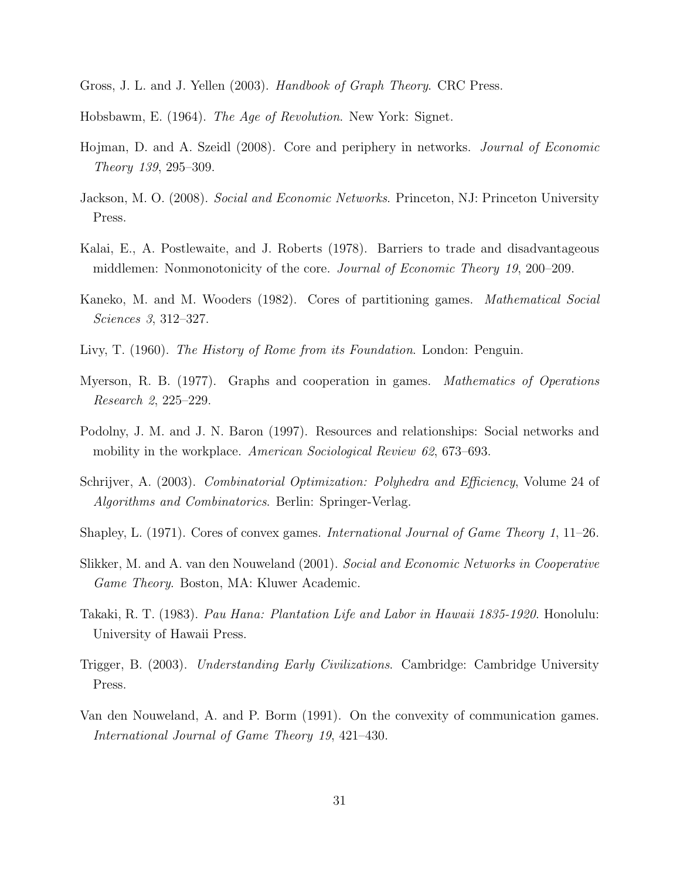Gross, J. L. and J. Yellen (2003). *Handbook of Graph Theory*. CRC Press.

Hobsbawm, E. (1964). *The Age of Revolution*. New York: Signet.

Hojman, D. and A. Szeidl (2008). Core and periphery in networks. *Journal of Economic Theory 139*, 295–309.

Jackson, M. O. (2008). *Social and Economic Networks*. Princeton, NJ: Princeton University Press.

Kalai, E., A. Postlewaite, and J. Roberts (1978). Barriers to trade and disadvantageous middlemen: Nonmonotonicity of the core. *Journal of Economic Theory 19*, 200–209.

Kaneko, M. and M. Wooders (1982). Cores of partitioning games. *Mathematical Social Sciences 3*, 312–327.

Livy, T. (1960). *The History of Rome from its Foundation*. London: Penguin.

Myerson, R. B. (1977). Graphs and cooperation in games. *Mathematics of Operations Research 2*, 225–229.

Podolny, J. M. and J. N. Baron (1997). Resources and relationships: Social networks and mobility in the workplace. *American Sociological Review 62*, 673–693.

Schrijver, A. (2003). *Combinatorial Optimization: Polyhedra and Efficiency*, Volume 24 of *Algorithms and Combinatorics*. Berlin: Springer-Verlag.

Shapley, L. (1971). Cores of convex games. *International Journal of Game Theory 1*, 11–26.

Slikker, M. and A. van den Nouweland (2001). *Social and Economic Networks in Cooperative Game Theory*. Boston, MA: Kluwer Academic.

Takaki, R. T. (1983). *Pau Hana: Plantation Life and Labor in Hawaii 1835-1920*. Honolulu: University of Hawaii Press.

Trigger, B. (2003). *Understanding Early Civilizations*. Cambridge: Cambridge University Press.

Van den Nouweland, A. and P. Borm (1991). On the convexity of communication games. *International Journal of Game Theory 19*, 421–430.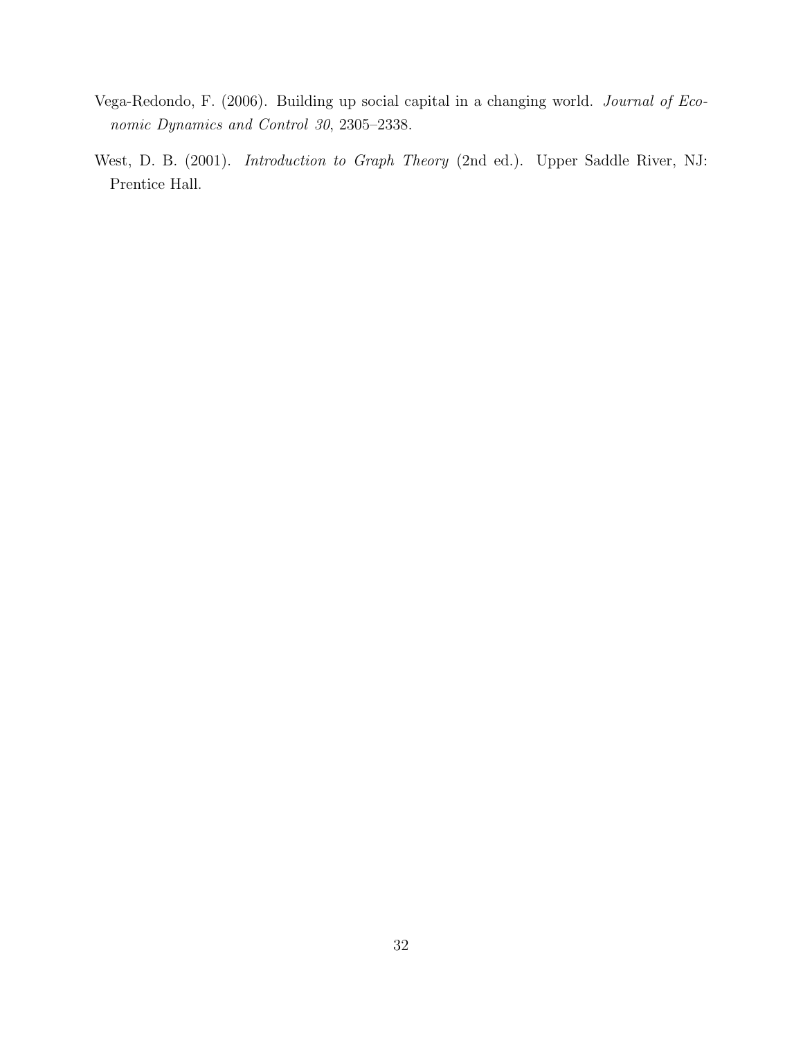Vega-Redondo, F. (2006). Building up social capital in a changing world. *Journal of Economic Dynamics and Control 30*, 2305–2338.

West, D. B. (2001). *Introduction to Graph Theory* (2nd ed.). Upper Saddle River, NJ: Prentice Hall.